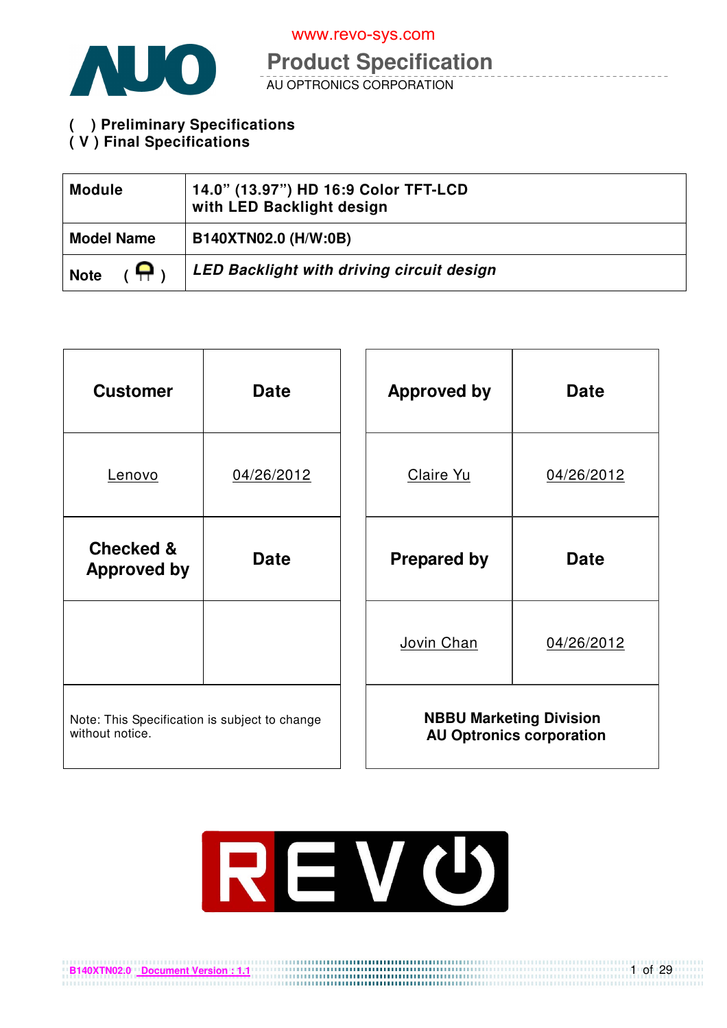www.revo-sys.com

# Product Specification

AU OPTRONICS CORPORATION

( ) **Preliminary Specifications**
( V ) **Final Specifications**

| **Module** | **14.0" (13.97") HD 16:9 Color TFT-LCD with LED Backlight design** |
|---|---|
| **Model Name** | **B140XTN02.0 (H/W:0B)** |
| **Note** | ***LED Backlight with driving circuit design*** |

| **Customer** | **Date** |
|---|---|
| Lenovo | 04/26/2012 |
| **Checked & Approved by** | **Date** |
| | |

Note: This Specification is subject to change without notice.

| **Approved by** | **Date** |
|---|---|
| Claire Yu | 04/26/2012 |
| **Prepared by** | **Date** |
| Jovin Chan | 04/26/2012 |

**NBBU Marketing Division**
**AU Optronics corporation**

B140XTN02.0 Document Version : 1.1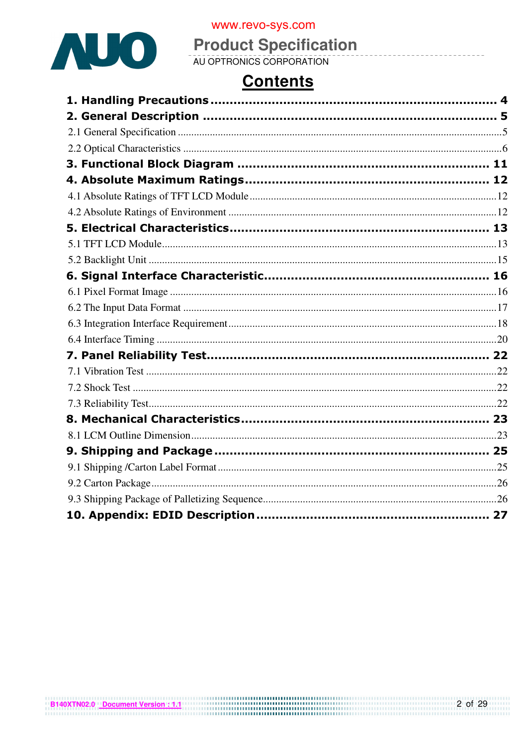# Contents

**1. Handling Precautions ............................................................................ 4**

**2. General Description ............................................................................ 5**

2.1 General Specification ............................................................................ 5

2.2 Optical Characteristics ............................................................................ 6

**3. Functional Block Diagram ............................................................................ 11**

**4. Absolute Maximum Ratings ............................................................................ 12**

4.1 Absolute Ratings of TFT LCD Module ............................................................................ 12

4.2 Absolute Ratings of Environment ............................................................................ 12

**5. Electrical Characteristics ............................................................................ 13**

5.1 TFT LCD Module ............................................................................ 13

5.2 Backlight Unit ............................................................................ 15

**6. Signal Interface Characteristic ............................................................................ 16**

6.1 Pixel Format Image ............................................................................ 16

6.2 The Input Data Format ............................................................................ 17

6.3 Integration Interface Requirement ............................................................................ 18

6.4 Interface Timing ............................................................................ 20

**7. Panel Reliability Test ............................................................................ 22**

7.1 Vibration Test ............................................................................ 22

7.2 Shock Test ............................................................................ 22

7.3 Reliability Test ............................................................................ 22

**8. Mechanical Characteristics ............................................................................ 23**

8.1 LCM Outline Dimension ............................................................................ 23

**9. Shipping and Package ............................................................................ 25**

9.1 Shipping /Carton Label Format ............................................................................ 25

9.2 Carton Package ............................................................................ 26

9.3 Shipping Package of Palletizing Sequence ............................................................................ 26

**10. Appendix: EDID Description ............................................................................ 27**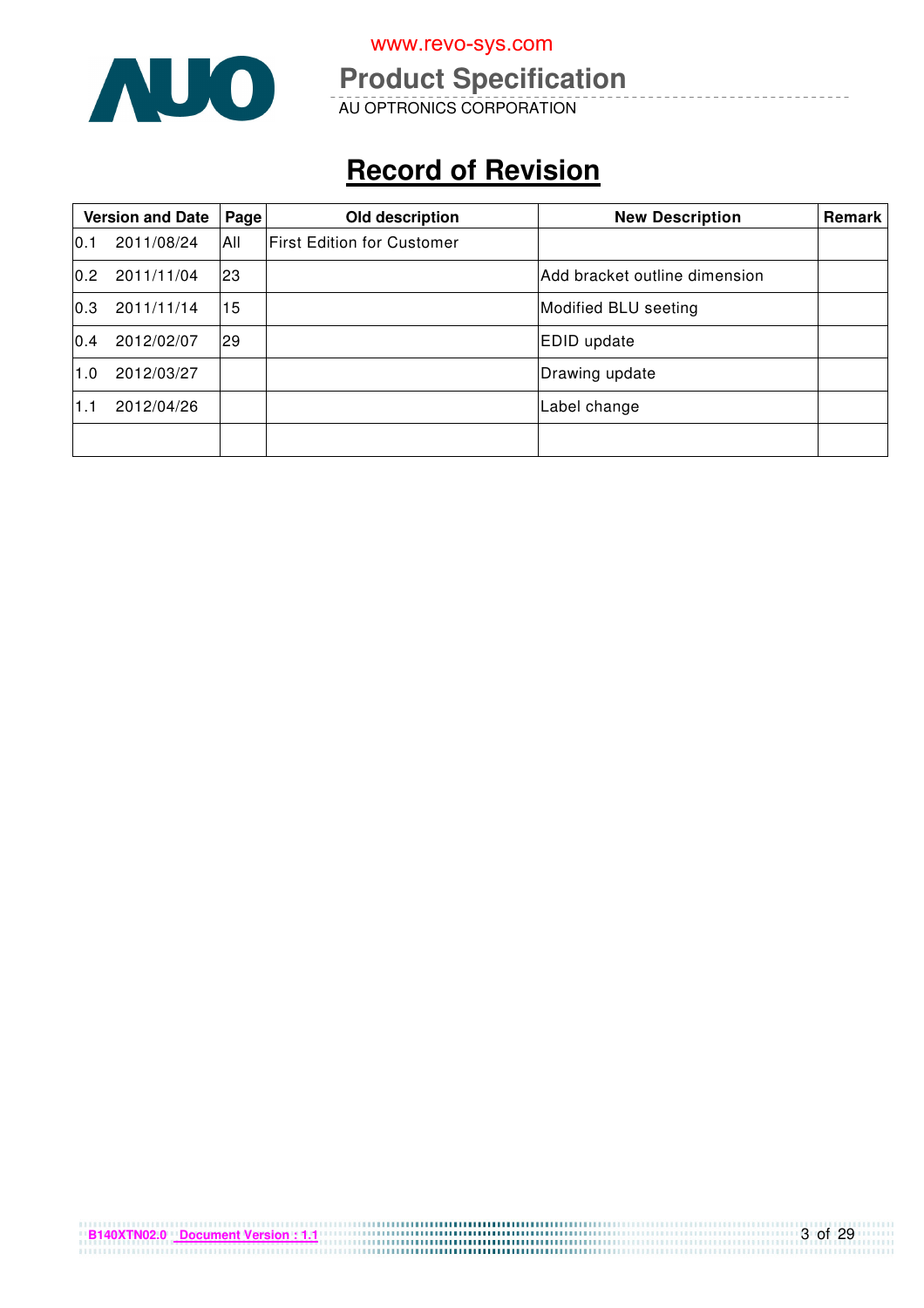# Record of Revision

| Version and Date | Page | Old description | New Description | Remark |
|---|---|---|---|---|
| 0.1 2011/08/24 | All | First Edition for Customer | | |
| 0.2 2011/11/04 | 23 | | Add bracket outline dimension | |
| 0.3 2011/11/14 | 15 | | Modified BLU seeting | |
| 0.4 2012/02/07 | 29 | | EDID update | |
| 1.0 2012/03/27 | | | Drawing update | |
| 1.1 2012/04/26 | | | Label change | |
| | | | | |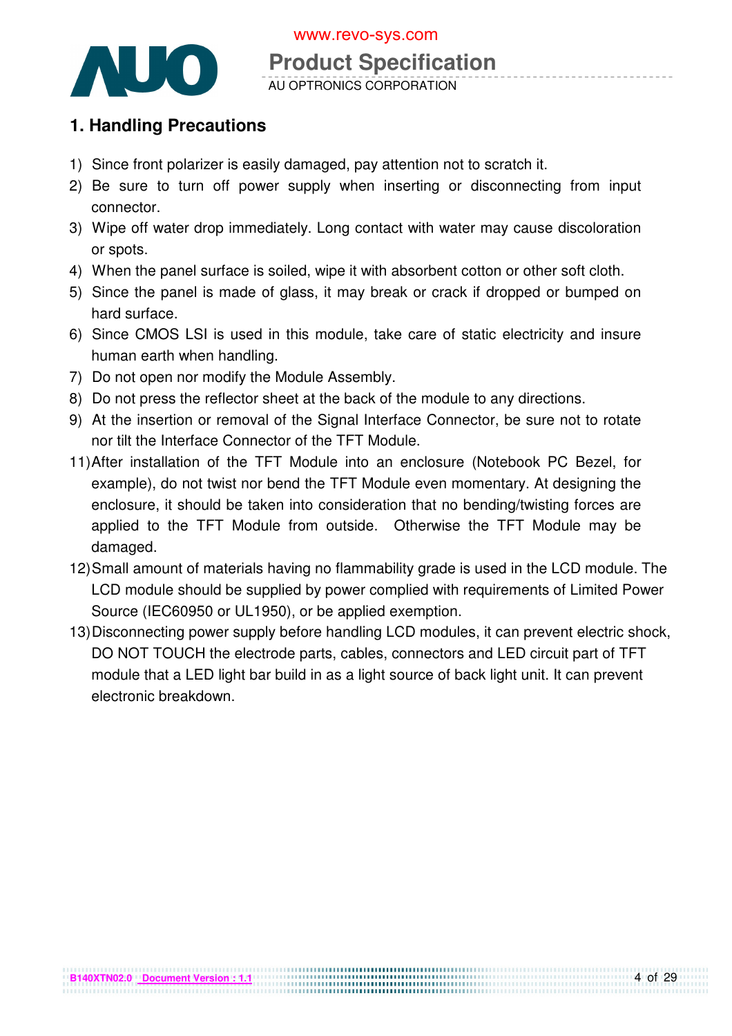# 1. Handling Precautions

1) Since front polarizer is easily damaged, pay attention not to scratch it.
2) Be sure to turn off power supply when inserting or disconnecting from input connector.
3) Wipe off water drop immediately. Long contact with water may cause discoloration or spots.
4) When the panel surface is soiled, wipe it with absorbent cotton or other soft cloth.
5) Since the panel is made of glass, it may break or crack if dropped or bumped on hard surface.
6) Since CMOS LSI is used in this module, take care of static electricity and insure human earth when handling.
7) Do not open nor modify the Module Assembly.
8) Do not press the reflector sheet at the back of the module to any directions.
9) At the insertion or removal of the Signal Interface Connector, be sure not to rotate nor tilt the Interface Connector of the TFT Module.

11) After installation of the TFT Module into an enclosure (Notebook PC Bezel, for example), do not twist nor bend the TFT Module even momentary. At designing the enclosure, it should be taken into consideration that no bending/twisting forces are applied to the TFT Module from outside. Otherwise the TFT Module may be damaged.
12) Small amount of materials having no flammability grade is used in the LCD module. The LCD module should be supplied by power complied with requirements of Limited Power Source (IEC60950 or UL1950), or be applied exemption.
13) Disconnecting power supply before handling LCD modules, it can prevent electric shock, DO NOT TOUCH the electrode parts, cables, connectors and LED circuit part of TFT module that a LED light bar build in as a light source of back light unit. It can prevent electronic breakdown.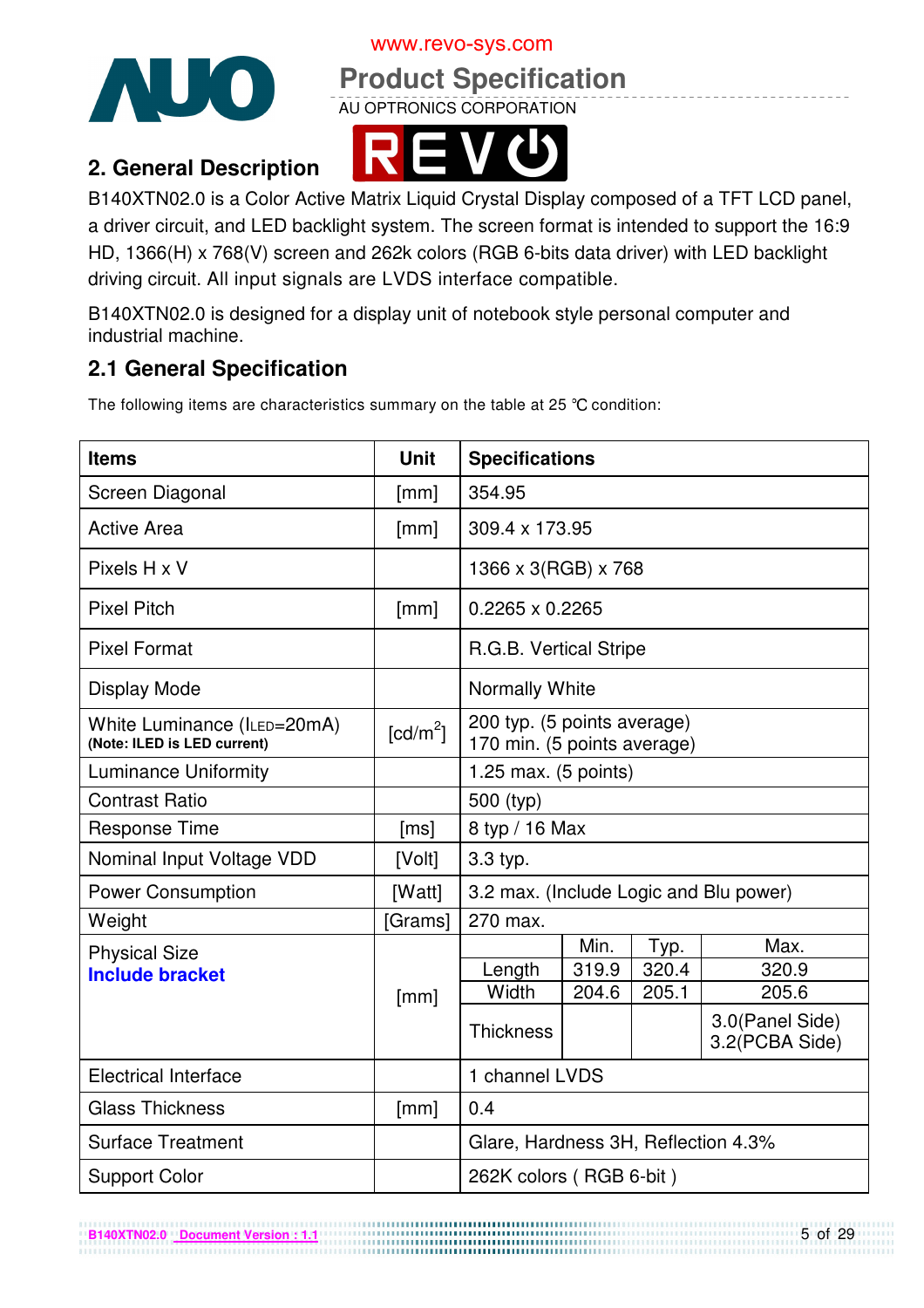## 2. General Description

B140XTN02.0 is a Color Active Matrix Liquid Crystal Display composed of a TFT LCD panel, a driver circuit, and LED backlight system. The screen format is intended to support the 16:9 HD, 1366(H) x 768(V) screen and 262k colors (RGB 6-bits data driver) with LED backlight driving circuit. All input signals are LVDS interface compatible.

B140XTN02.0 is designed for a display unit of notebook style personal computer and industrial machine.

## 2.1 General Specification

The following items are characteristics summary on the table at 25 ℃ condition:

| Items | Unit | Specifications | | | |
|---|---|---|---|---|---|
| Screen Diagonal | [mm] | 354.95 | | | |
| Active Area | [mm] | 309.4 x 173.95 | | | |
| Pixels H x V | | 1366 x 3(RGB) x 768 | | | |
| Pixel Pitch | [mm] | 0.2265 x 0.2265 | | | |
| Pixel Format | | R.G.B. Vertical Stripe | | | |
| Display Mode | | Normally White | | | |
| White Luminance ($I_{LED}$=20mA) **(Note: ILED is LED current)** | [cd/m$^2$] | 200 typ. (5 points average)<br>170 min. (5 points average) | | | |
| Luminance Uniformity | | 1.25 max. (5 points) | | | |
| Contrast Ratio | | 500 (typ) | | | |
| Response Time | [ms] | 8 typ / 16 Max | | | |
| Nominal Input Voltage VDD | [Volt] | 3.3 typ. | | | |
| Power Consumption | [Watt] | 3.2 max. (Include Logic and Blu power) | | | |
| Weight | [Grams] | 270 max. | | | |
| Physical Size **Include bracket** | [mm] | | Min. | Typ. | Max. |
| | | Length | 319.9 | 320.4 | 320.9 |
| | | Width | 204.6 | 205.1 | 205.6 |
| | | Thickness | | | 3.0(Panel Side)<br>3.2(PCBA Side) |
| Electrical Interface | | 1 channel LVDS | | | |
| Glass Thickness | [mm] | 0.4 | | | |
| Surface Treatment | | Glare, Hardness 3H, Reflection 4.3% | | | |
| Support Color | | 262K colors ( RGB 6-bit ) | | | |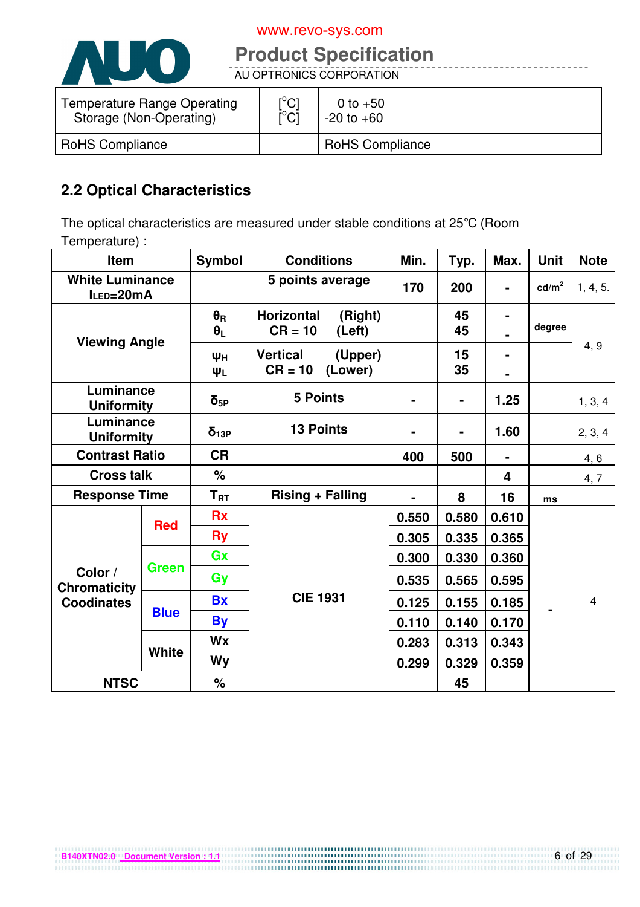| Temperature Range Operating Storage (Non-Operating) | [°C] [°C] | 0 to +50 -20 to +60 |
|---|---|---|
| RoHS Compliance | | RoHS Compliance |

## 2.2 Optical Characteristics

The optical characteristics are measured under stable conditions at 25°C (Room Temperature) :

| Item | | Symbol | Conditions | Min. | Typ. | Max. | Unit | Note |
|---|---|---|---|---|---|---|---|---|
| White Luminance $I_{LED}$=20mA | | | 5 points average | 170 | 200 | - | cd/m$^2$ | 1, 4, 5. |
| Viewing Angle | | $\theta_R$ $\theta_L$ | Horizontal (Right) CR = 10 (Left) | | 45 45 | - - | degree | 4, 9 |
| | | $\psi_H$ $\psi_L$ | Vertical (Upper) CR = 10 (Lower) | | 15 35 | - - | | |
| Luminance Uniformity | | $\delta_{5P}$ | 5 Points | - | - | 1.25 | | 1, 3, 4 |
| Luminance Uniformity | | $\delta_{13P}$ | 13 Points | - | - | 1.60 | | 2, 3, 4 |
| Contrast Ratio | | CR | | 400 | 500 | - | | 4, 6 |
| Cross talk | | % | | | | 4 | | 4, 7 |
| Response Time | | $T_{RT}$ | Rising + Falling | - | 8 | 16 | ms | |
| Color / Chromaticity Coodinates | Red | Rx | CIE 1931 | 0.550 | 0.580 | 0.610 | - | 4 |
| | | Ry | | 0.305 | 0.335 | 0.365 | | |
| | Green | Gx | | 0.300 | 0.330 | 0.360 | | |
| | | Gy | | 0.535 | 0.565 | 0.595 | | |
| | Blue | Bx | | 0.125 | 0.155 | 0.185 | | |
| | | By | | 0.110 | 0.140 | 0.170 | | |
| | White | Wx | | 0.283 | 0.313 | 0.343 | | |
| | | Wy | | 0.299 | 0.329 | 0.359 | | |
| NTSC | | % | | | 45 | | | |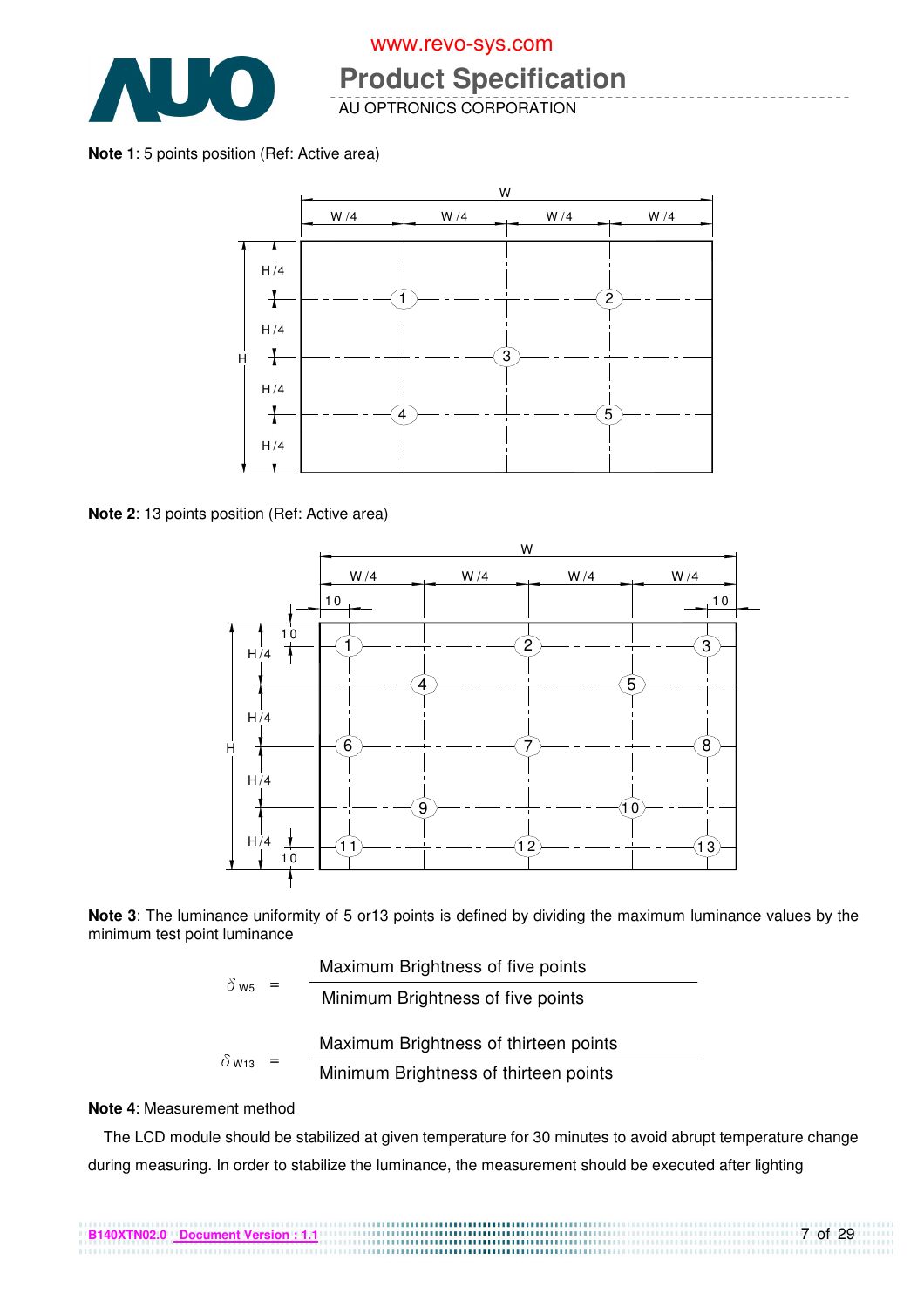**Note 1**: 5 points position (Ref: Active area)

**Note 2**: 13 points position (Ref: Active area)

**Note 3**: The luminance uniformity of 5 or13 points is defined by dividing the maximum luminance values by the minimum test point luminance

$$\delta_{W5} = \frac{\text{Maximum Brightness of five points}}{\text{Minimum Brightness of five points}}$$

$$\delta_{W13} = \frac{\text{Maximum Brightness of thirteen points}}{\text{Minimum Brightness of thirteen points}}$$

**Note 4**: Measurement method

The LCD module should be stabilized at given temperature for 30 minutes to avoid abrupt temperature change during measuring. In order to stabilize the luminance, the measurement should be executed after lighting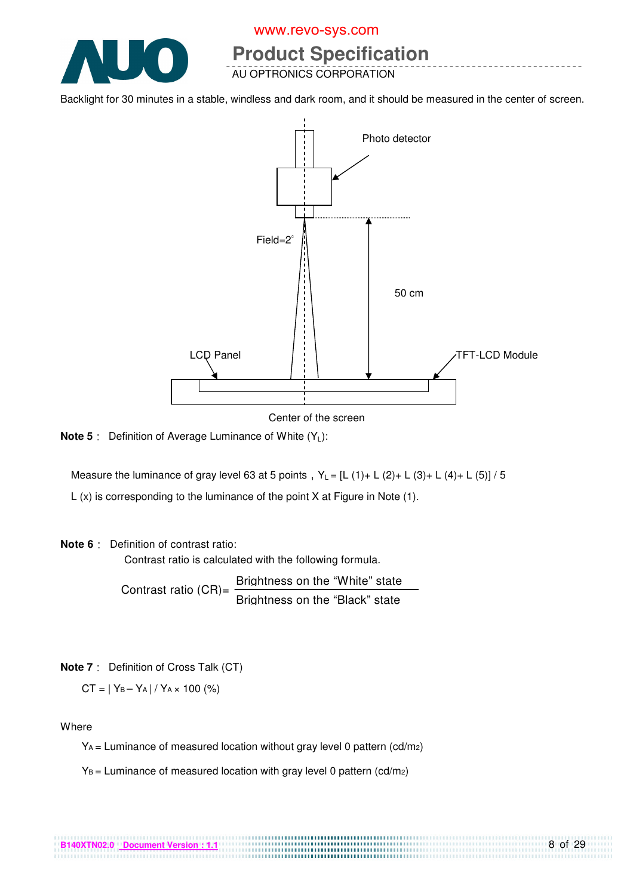Backlight for 30 minutes in a stable, windless and dark room, and it should be measured in the center of screen.

Photo detector

Field=2°

50 cm

LCD Panel

TFT-LCD Module

Center of the screen

**Note 5**： Definition of Average Luminance of White ($Y_L$):

Measure the luminance of gray level 63 at 5 points，$Y_L = [L(1) + L(2) + L(3) + L(4) + L(5)] / 5$

L (x) is corresponding to the luminance of the point X at Figure in Note (1).

**Note 6**： Definition of contrast ratio:

Contrast ratio is calculated with the following formula.

$$\text{Contrast ratio (CR)} = \frac{\text{Brightness on the "White" state}}{\text{Brightness on the "Black" state}}$$

**Note 7**： Definition of Cross Talk (CT)

$$CT = | Y_B - Y_A | / Y_A \times 100 \ (\%)$$

Where

$Y_A$ = Luminance of measured location without gray level 0 pattern (cd/m2)

$Y_B$ = Luminance of measured location with gray level 0 pattern (cd/m2)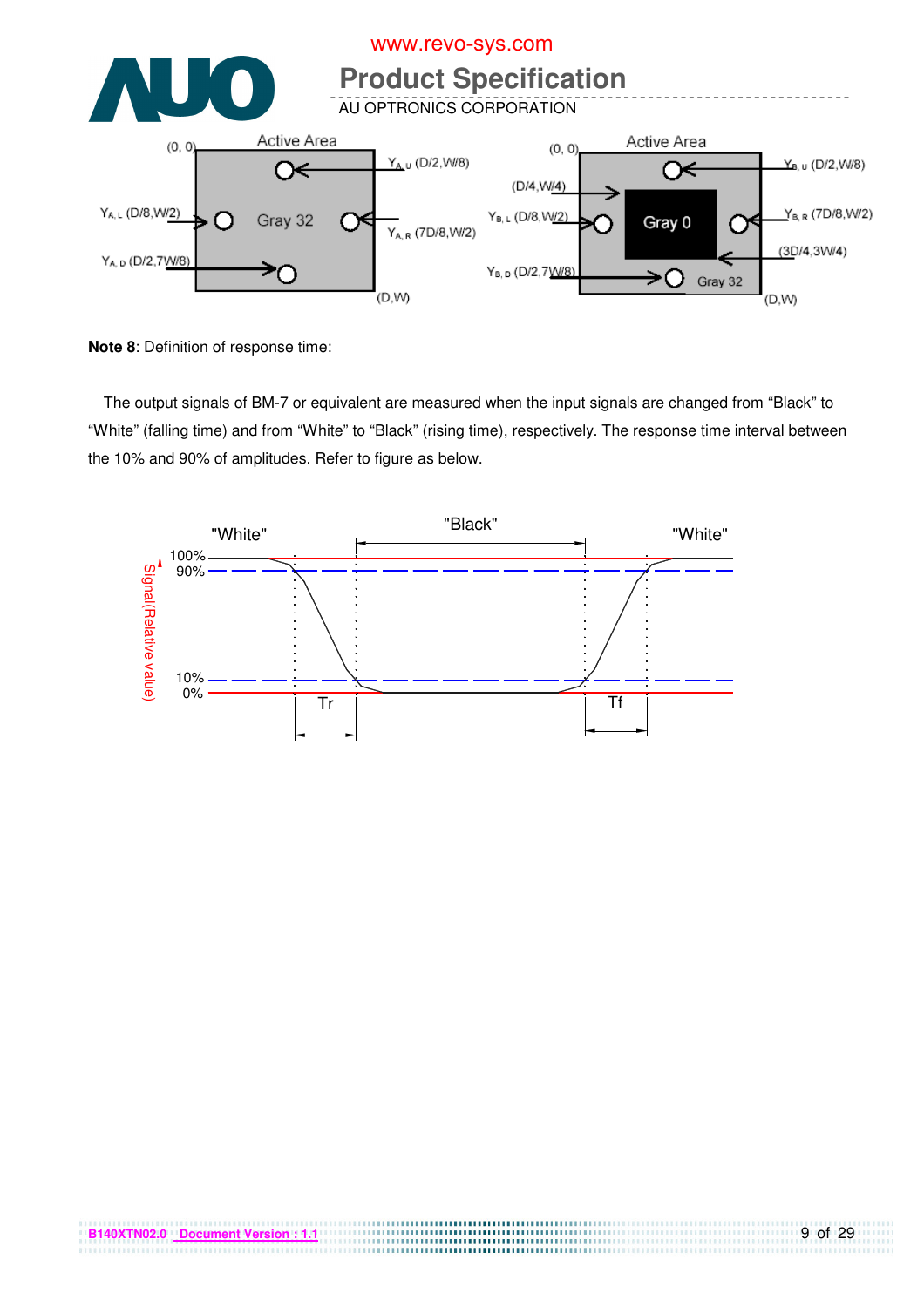Active Area

(0, 0)

$Y_{A,U}$ (D/2,W/8)

$Y_{A,L}$ (D/8,W/2)

Gray 32

$Y_{A,R}$ (7D/8,W/2)

$Y_{A,D}$ (D/2,7W/8)

(D,W)

Active Area

(0, 0)

$Y_{B,U}$ (D/2,W/8)

(D/4,W/4)

$Y_{B,L}$ (D/8,W/2)

Gray 0

$Y_{B,R}$ (7D/8,W/2)

(3D/4,3W/4)

$Y_{B,D}$ (D/2,7W/8)

Gray 32

(D,W)

**Note 8**: Definition of response time:

The output signals of BM-7 or equivalent are measured when the input signals are changed from "Black" to "White" (falling time) and from "White" to "Black" (rising time), respectively. The response time interval between the 10% and 90% of amplitudes. Refer to figure as below.

"White" "Black" "White"

100%
90%
10%
0%

Signal(Relative value)

Tr Tf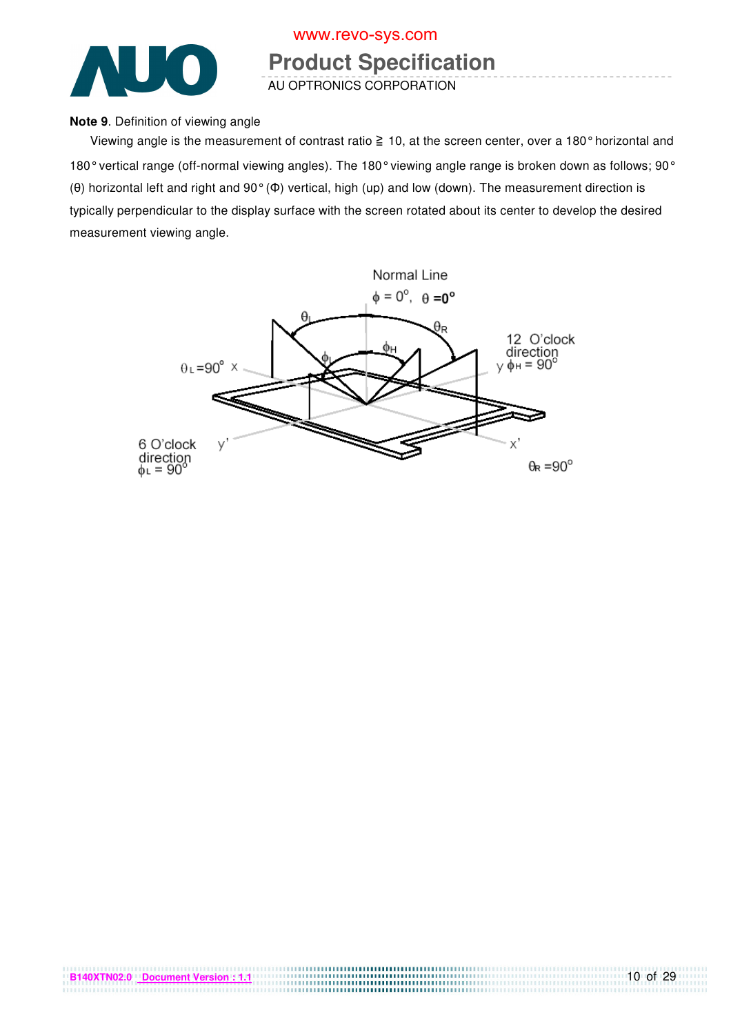**Note 9**. Definition of viewing angle

Viewing angle is the measurement of contrast ratio ≧ 10, at the screen center, over a 180° horizontal and 180° vertical range (off-normal viewing angles). The 180° viewing angle range is broken down as follows; 90° (θ) horizontal left and right and 90° (Φ) vertical, high (up) and low (down). The measurement direction is typically perpendicular to the display surface with the screen rotated about its center to develop the desired measurement viewing angle.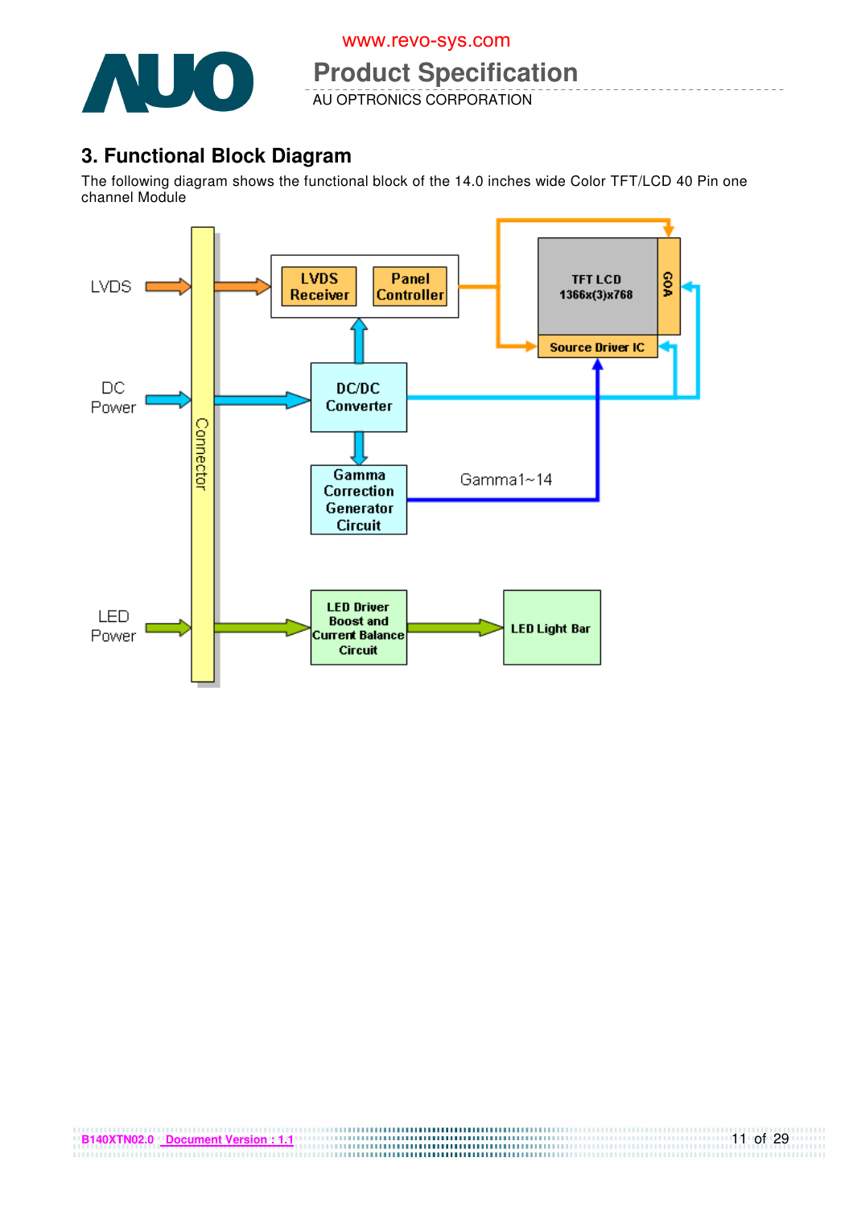## 3. Functional Block Diagram

The following diagram shows the functional block of the 14.0 inches wide Color TFT/LCD 40 Pin one channel Module

LVDS

DC Power

LED Power

Connector

LVDS Receiver

Panel Controller

DC/DC Converter

Gamma Correction Generator Circuit

Gamma1~14

TFT LCD 1366x(3)x768

GOA

Source Driver IC

LED Driver Boost and Current Balance Circuit

LED Light Bar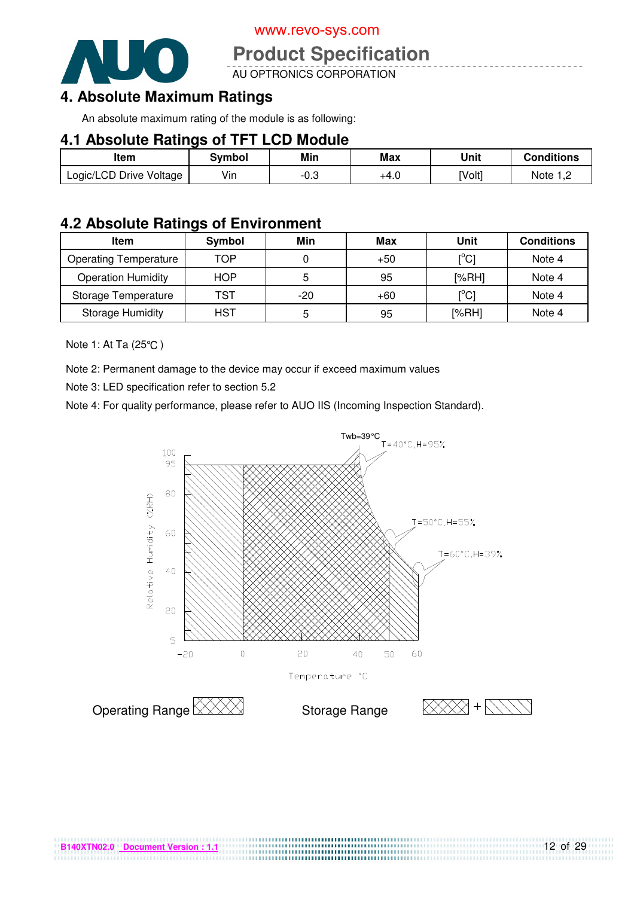# 4. Absolute Maximum Ratings

An absolute maximum rating of the module is as following:

## 4.1 Absolute Ratings of TFT LCD Module

| Item | Symbol | Min | Max | Unit | Conditions |
|---|---|---|---|---|---|
| Logic/LCD Drive Voltage | Vin | -0.3 | +4.0 | [Volt] | Note 1,2 |

## 4.2 Absolute Ratings of Environment

| Item | Symbol | Min | Max | Unit | Conditions |
|---|---|---|---|---|---|
| Operating Temperature | TOP | 0 | +50 | [°C] | Note 4 |
| Operation Humidity | HOP | 5 | 95 | [%RH] | Note 4 |
| Storage Temperature | TST | -20 | +60 | [°C] | Note 4 |
| Storage Humidity | HST | 5 | 95 | [%RH] | Note 4 |

Note 1: At Ta (25℃ )

Note 2: Permanent damage to the device may occur if exceed maximum values

Note 3: LED specification refer to section 5.2

Note 4: For quality performance, please refer to AUO IIS (Incoming Inspection Standard).

Twb=39°C

T=40°C,H=95%

T=50°C,H=55%

T=60°C,H=39%

Relative Humidity (%RH)

Temperature °C

Operating Range

Storage Range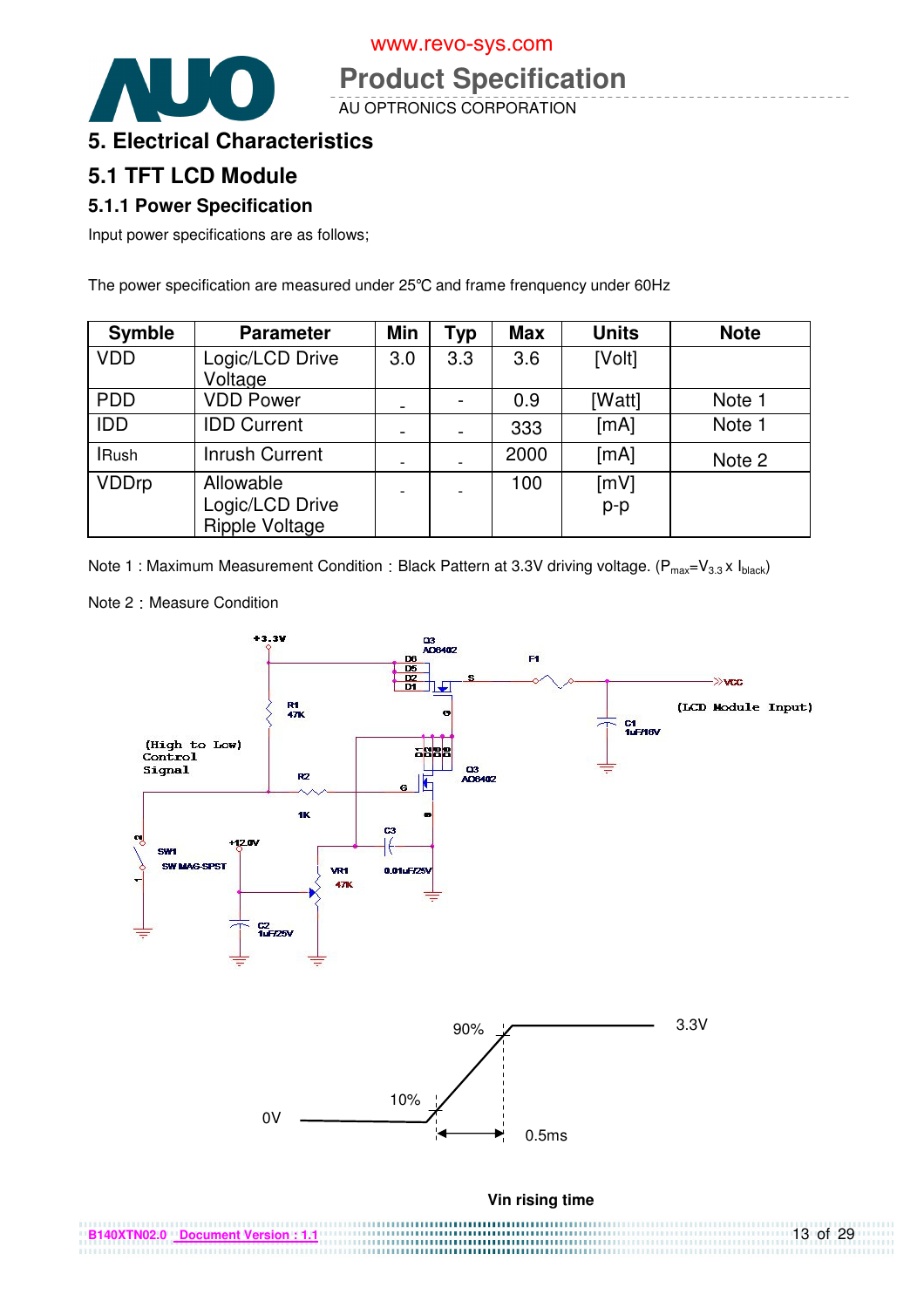# 5. Electrical Characteristics

## 5.1 TFT LCD Module

### 5.1.1 Power Specification

Input power specifications are as follows;

The power specification are measured under 25℃ and frame frenquency under 60Hz

| Symble | Parameter | Min | Typ | Max | Units | Note |
|---|---|---|---|---|---|---|
| VDD | Logic/LCD Drive Voltage | 3.0 | 3.3 | 3.6 | [Volt] | |
| PDD | VDD Power | - | - | 0.9 | [Watt] | Note 1 |
| IDD | IDD Current | - | - | 333 | [mA] | Note 1 |
| IRush | Inrush Current | - | - | 2000 | [mA] | Note 2 |
| VDDrp | Allowable Logic/LCD Drive Ripple Voltage | - | - | 100 | [mV] p-p | |

Note 1 : Maximum Measurement Condition：Black Pattern at 3.3V driving voltage. ($P_{max}=V_{3.3} \times I_{black}$)

Note 2：Measure Condition

+3.3V, Q3 AO6402, D6, D5, D2, D1, S, F1, VCC (LCD Module Input), R1 47K, G, C1 1uF/16V, (High to Low) Control Signal, R2 1K, Q3 AO6402, G, C3, SW1 SW MAG-SPST, +12.0V, VR1 47K, 0.01uF/25V, C2 1uF/25V

90%, 3.3V, 10%, 0V, 0.5ms

Vin rising time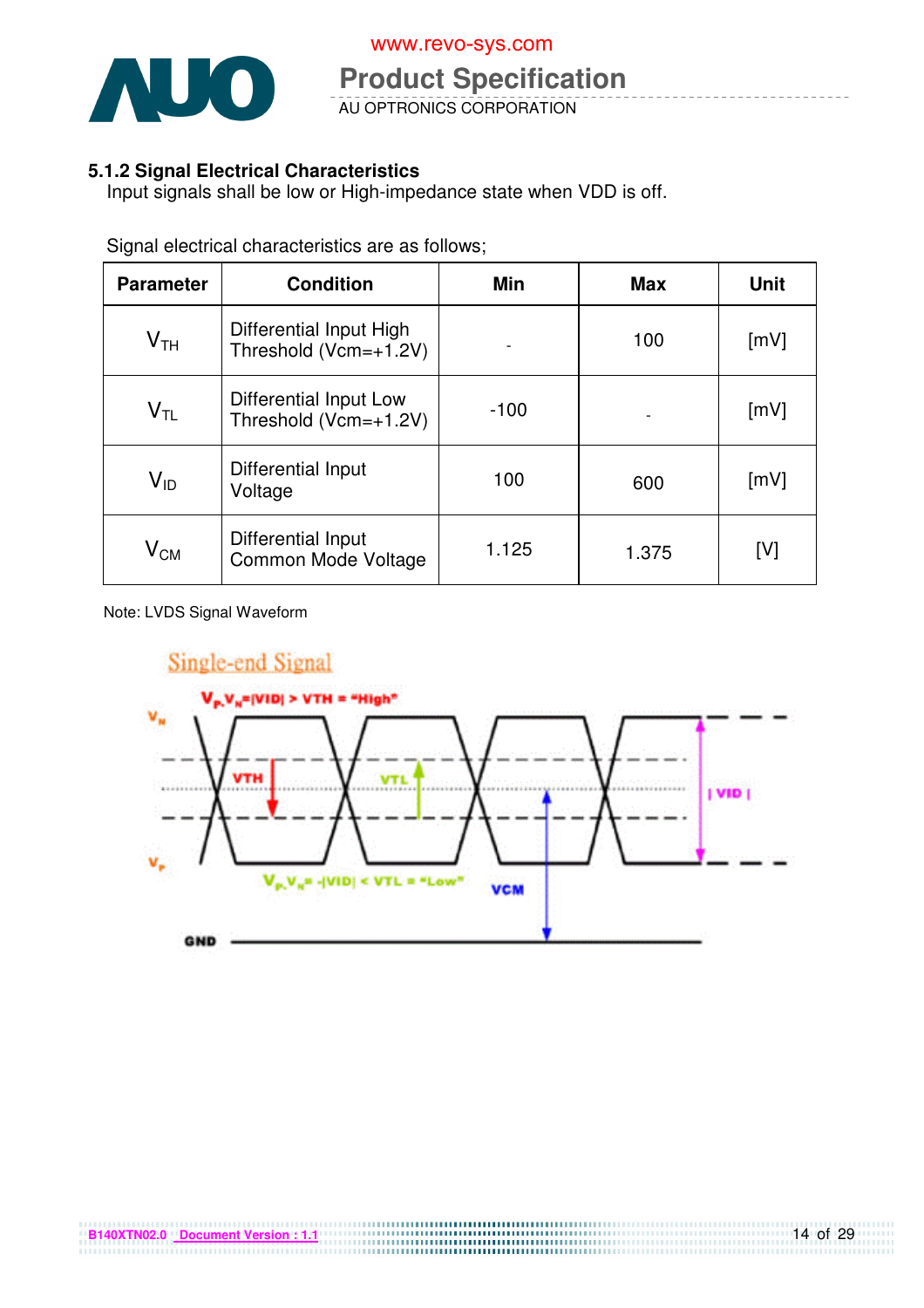### 5.1.2 Signal Electrical Characteristics

Input signals shall be low or High-impedance state when VDD is off.

Signal electrical characteristics are as follows;

| Parameter | Condition | Min | Max | Unit |
|---|---|---|---|---|
| $V_{TH}$ | Differential Input High Threshold (Vcm=+1.2V) | - | 100 | [mV] |
| $V_{TL}$ | Differential Input Low Threshold (Vcm=+1.2V) | -100 | - | [mV] |
| $V_{ID}$ | Differential Input Voltage | 100 | 600 | [mV] |
| $V_{CM}$ | Differential Input Common Mode Voltage | 1.125 | 1.375 | [V] |

Note: LVDS Signal Waveform

Single-end Signal

$V_P$-$V_N$=|VID| > VTH = "High"

$V_P$-$V_N$= -|VID| < VTL = "Low"

$V_N$, $V_P$, VTH, VTL, | VID |, VCM, GND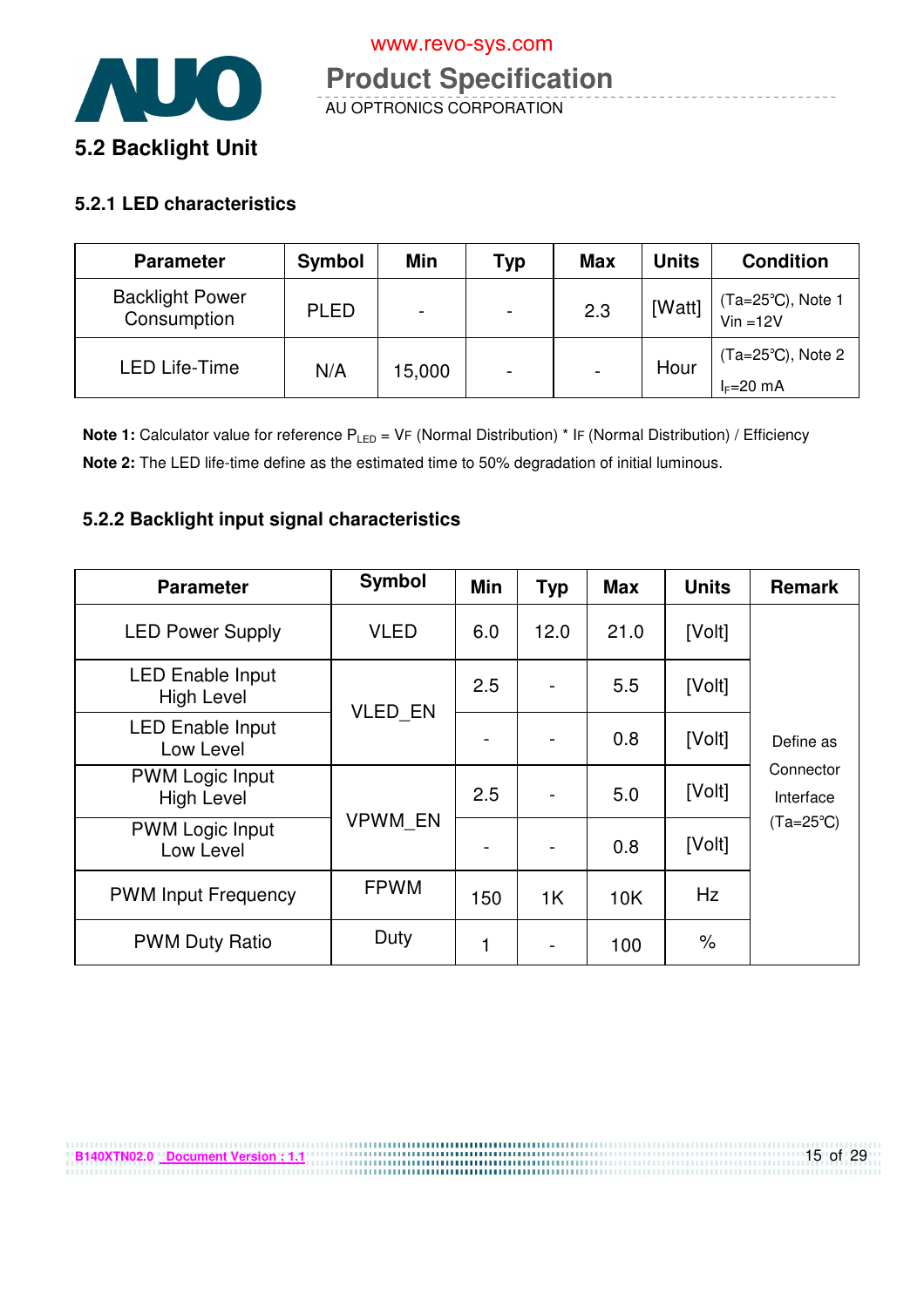## 5.2 Backlight Unit

### 5.2.1 LED characteristics

| Parameter | Symbol | Min | Typ | Max | Units | Condition |
|---|---|---|---|---|---|---|
| Backlight Power Consumption | PLED | - | - | 2.3 | [Watt] | (Ta=25℃), Note 1 Vin =12V |
| LED Life-Time | N/A | 15,000 | - | - | Hour | (Ta=25℃), Note 2 $I_F$=20 mA |

**Note 1:** Calculator value for reference $P_{LED}$ = VF (Normal Distribution) * IF (Normal Distribution) / Efficiency

**Note 2:** The LED life-time define as the estimated time to 50% degradation of initial luminous.

### 5.2.2 Backlight input signal characteristics

| Parameter | Symbol | Min | Typ | Max | Units | Remark |
|---|---|---|---|---|---|---|
| LED Power Supply | VLED | 6.0 | 12.0 | 21.0 | [Volt] | Define as Connector Interface (Ta=25℃) |
| LED Enable Input High Level | VLED_EN | 2.5 | - | 5.5 | [Volt] | |
| LED Enable Input Low Level | | - | - | 0.8 | [Volt] | |
| PWM Logic Input High Level | VPWM_EN | 2.5 | - | 5.0 | [Volt] | |
| PWM Logic Input Low Level | | - | - | 0.8 | [Volt] | |
| PWM Input Frequency | FPWM | 150 | 1K | 10K | Hz | |
| PWM Duty Ratio | Duty | 1 | - | 100 | % | |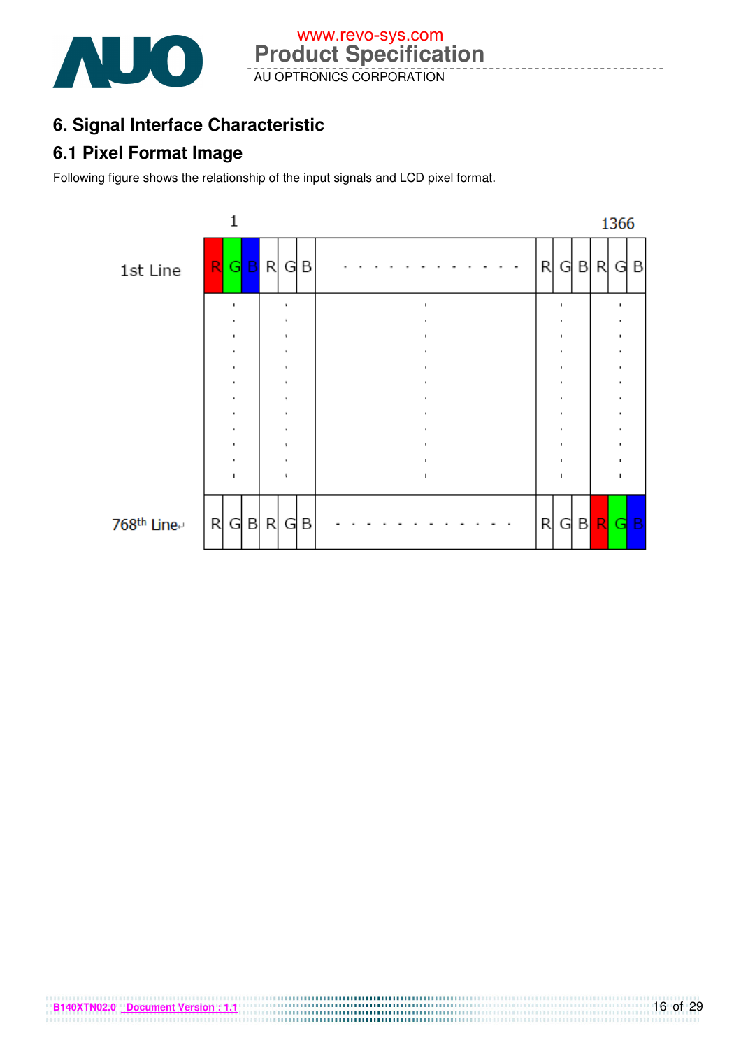## 6. Signal Interface Characteristic

### 6.1 Pixel Format Image

Following figure shows the relationship of the input signals and LCD pixel format.

| | 1 | | | | | | | | | | | 1366 |
|---|---|---|---|---|---|---|---|---|---|---|---|---|
| 1st Line | R | G | B | R | G | B | · · · · · · · · · · · · | R | G | B | R | G | B |
| 768th Line | R | G | B | R | G | B | · · · · · · · · · · · · | R | G | B | R | G | B |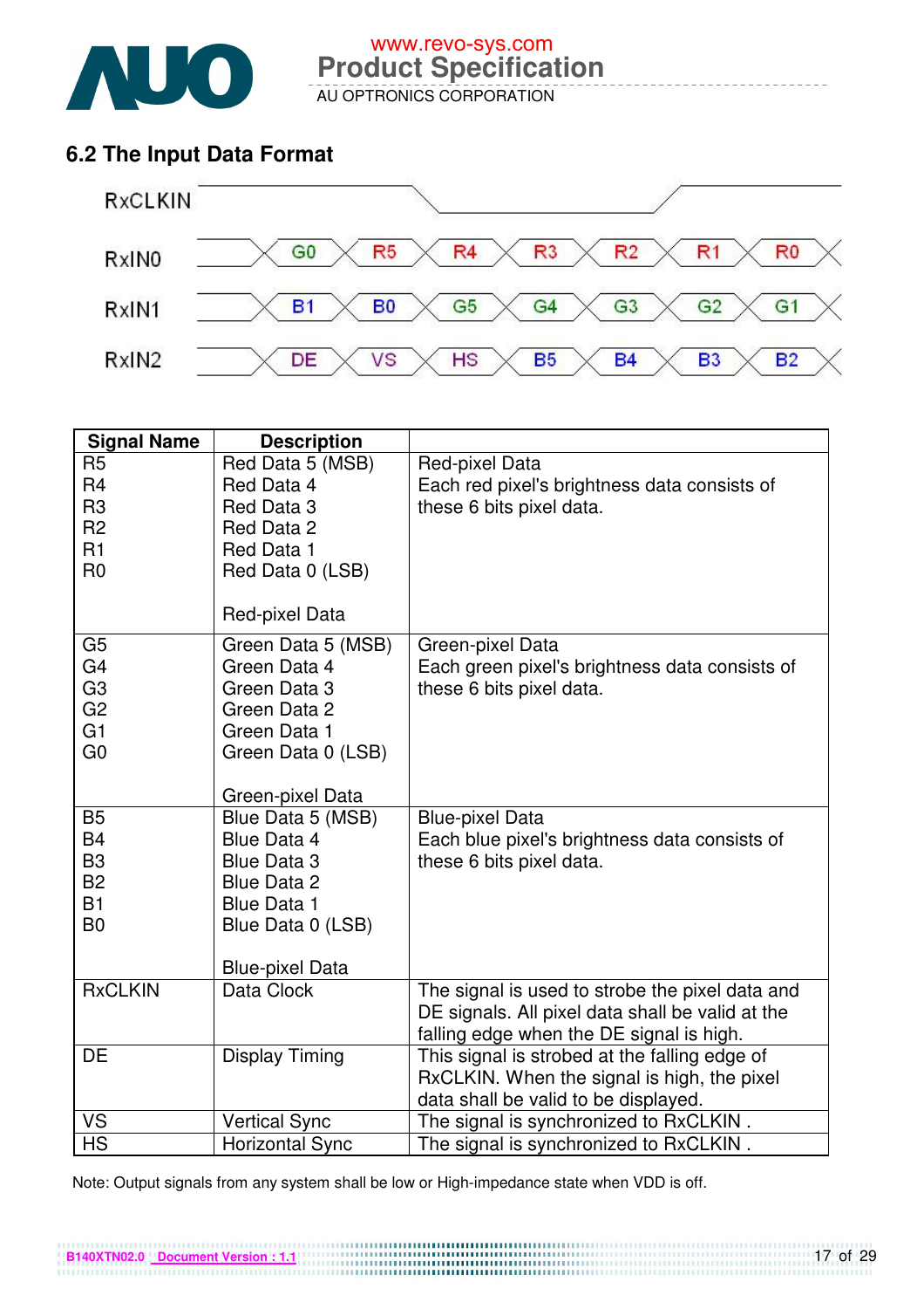## 6.2 The Input Data Format

RxCLKIN

RxIN0: G0 R5 R4 R3 R2 R1 R0

RxIN1: B1 B0 G5 G4 G3 G2 G1

RxIN2: DE VS HS B5 B4 B3 B2

| Signal Name | Description | |
|---|---|---|
| R5<br>R4<br>R3<br>R2<br>R1<br>R0 | Red Data 5 (MSB)<br>Red Data 4<br>Red Data 3<br>Red Data 2<br>Red Data 1<br>Red Data 0 (LSB)<br><br>Red-pixel Data | Red-pixel Data<br>Each red pixel's brightness data consists of these 6 bits pixel data. |
| G5<br>G4<br>G3<br>G2<br>G1<br>G0 | Green Data 5 (MSB)<br>Green Data 4<br>Green Data 3<br>Green Data 2<br>Green Data 1<br>Green Data 0 (LSB)<br><br>Green-pixel Data | Green-pixel Data<br>Each green pixel's brightness data consists of these 6 bits pixel data. |
| B5<br>B4<br>B3<br>B2<br>B1<br>B0 | Blue Data 5 (MSB)<br>Blue Data 4<br>Blue Data 3<br>Blue Data 2<br>Blue Data 1<br>Blue Data 0 (LSB)<br><br>Blue-pixel Data | Blue-pixel Data<br>Each blue pixel's brightness data consists of these 6 bits pixel data. |
| RxCLKIN | Data Clock | The signal is used to strobe the pixel data and DE signals. All pixel data shall be valid at the falling edge when the DE signal is high. |
| DE | Display Timing | This signal is strobed at the falling edge of RxCLKIN. When the signal is high, the pixel data shall be valid to be displayed. |
| VS | Vertical Sync | The signal is synchronized to RxCLKIN . |
| HS | Horizontal Sync | The signal is synchronized to RxCLKIN . |

Note: Output signals from any system shall be low or High-impedance state when VDD is off.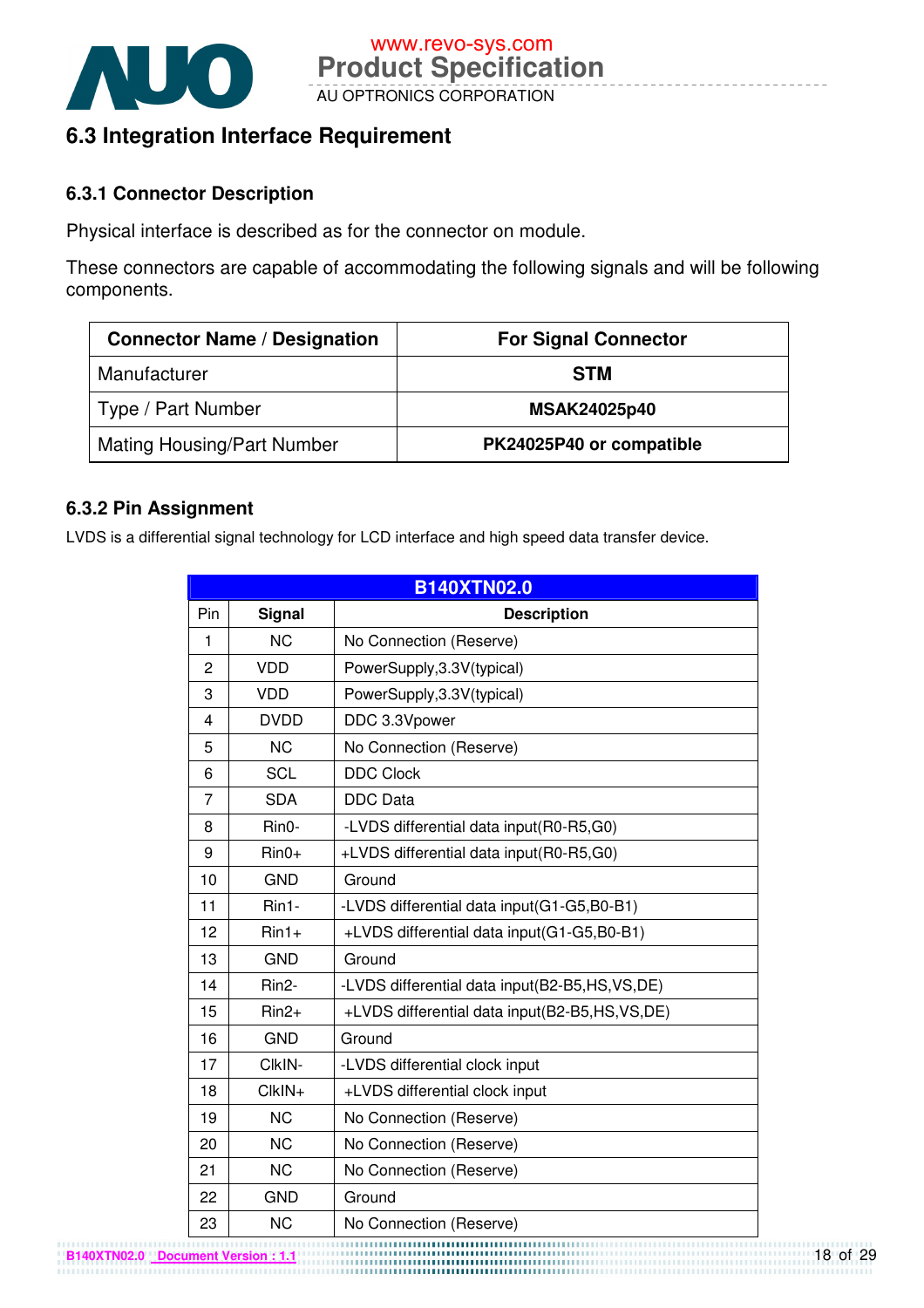## 6.3 Integration Interface Requirement

### 6.3.1 Connector Description

Physical interface is described as for the connector on module.

These connectors are capable of accommodating the following signals and will be following components.

| Connector Name / Designation | For Signal Connector |
|---|---|
| Manufacturer | **STM** |
| Type / Part Number | **MSAK24025p40** |
| Mating Housing/Part Number | **PK24025P40 or compatible** |

### 6.3.2 Pin Assignment

LVDS is a differential signal technology for LCD interface and high speed data transfer device.

| **B140XTN02.0** | | |
|---|---|---|
| Pin | **Signal** | **Description** |
| 1 | NC | No Connection (Reserve) |
| 2 | VDD | PowerSupply,3.3V(typical) |
| 3 | VDD | PowerSupply,3.3V(typical) |
| 4 | DVDD | DDC 3.3Vpower |
| 5 | NC | No Connection (Reserve) |
| 6 | SCL | DDC Clock |
| 7 | SDA | DDC Data |
| 8 | Rin0- | -LVDS differential data input(R0-R5,G0) |
| 9 | Rin0+ | +LVDS differential data input(R0-R5,G0) |
| 10 | GND | Ground |
| 11 | Rin1- | -LVDS differential data input(G1-G5,B0-B1) |
| 12 | Rin1+ | +LVDS differential data input(G1-G5,B0-B1) |
| 13 | GND | Ground |
| 14 | Rin2- | -LVDS differential data input(B2-B5,HS,VS,DE) |
| 15 | Rin2+ | +LVDS differential data input(B2-B5,HS,VS,DE) |
| 16 | GND | Ground |
| 17 | ClkIN- | -LVDS differential clock input |
| 18 | ClkIN+ | +LVDS differential clock input |
| 19 | NC | No Connection (Reserve) |
| 20 | NC | No Connection (Reserve) |
| 21 | NC | No Connection (Reserve) |
| 22 | GND | Ground |
| 23 | NC | No Connection (Reserve) |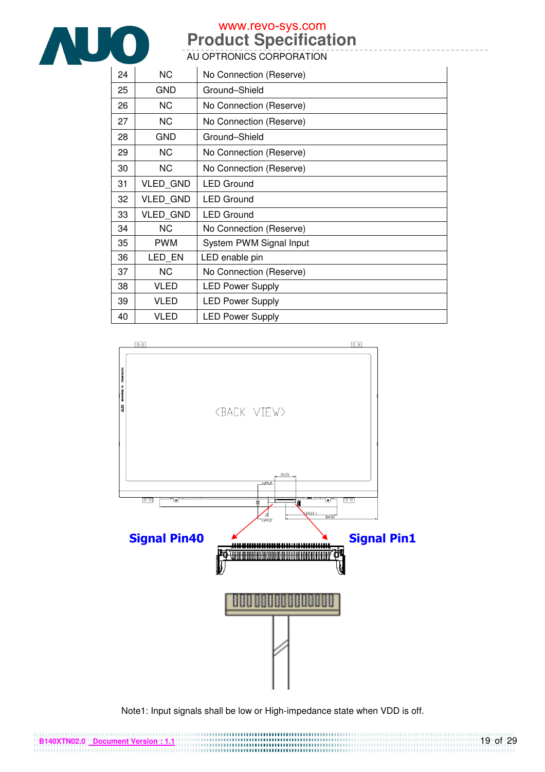| 24 | NC | No Connection (Reserve) |
|---|---|---|
| 25 | GND | Ground–Shield |
| 26 | NC | No Connection (Reserve) |
| 27 | NC | No Connection (Reserve) |
| 28 | GND | Ground–Shield |
| 29 | NC | No Connection (Reserve) |
| 30 | NC | No Connection (Reserve) |
| 31 | VLED_GND | LED Ground |
| 32 | VLED_GND | LED Ground |
| 33 | VLED_GND | LED Ground |
| 34 | NC | No Connection (Reserve) |
| 35 | PWM | System PWM Signal Input |
| 36 | LED_EN | LED enable pin |
| 37 | NC | No Connection (Reserve) |
| 38 | VLED | LED Power Supply |
| 39 | VLED | LED Power Supply |
| 40 | VLED | LED Power Supply |

<BACK VIEW>

Signal Pin40

Signal Pin1

Note1: Input signals shall be low or High-impedance state when VDD is off.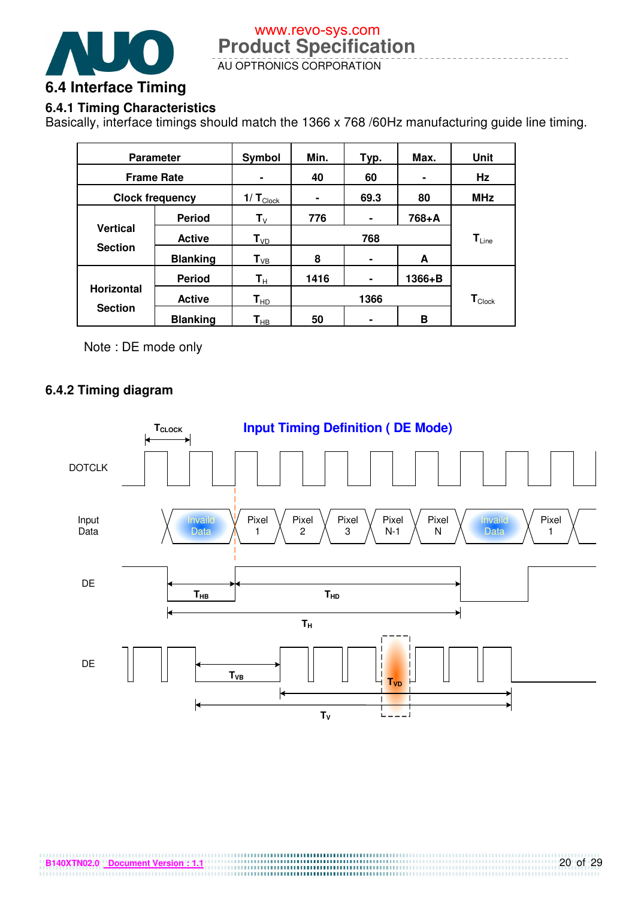## 6.4 Interface Timing

### 6.4.1 Timing Characteristics

Basically, interface timings should match the 1366 x 768 /60Hz manufacturing guide line timing.

| Parameter | | Symbol | Min. | Typ. | Max. | Unit |
|---|---|---|---|---|---|---|
| Frame Rate | | - | 40 | 60 | - | Hz |
| Clock frequency | | $1/T_{Clock}$ | - | 69.3 | 80 | MHz |
| Vertical Section | Period | $T_V$ | 776 | - | 768+A | $T_{Line}$ |
| | Active | $T_{VD}$ | | 768 | | |
| | Blanking | $T_{VB}$ | 8 | - | A | |
| Horizontal Section | Period | $T_H$ | 1416 | - | 1366+B | $T_{Clock}$ |
| | Active | $T_{HD}$ | | 1366 | | |
| | Blanking | $T_{HB}$ | 50 | - | B | |

Note : DE mode only

### 6.4.2 Timing diagram

**Input Timing Definition ( DE Mode)**

$T_{CLOCK}$

DOTCLK

Input Data: Invaild Data | Pixel 1 | Pixel 2 | Pixel 3 | Pixel N-1 | Pixel N | Invaild Data | Pixel 1

DE: $T_{HB}$, $T_{HD}$, $T_H$

DE: $T_{VB}$, $T_{VD}$, $T_V$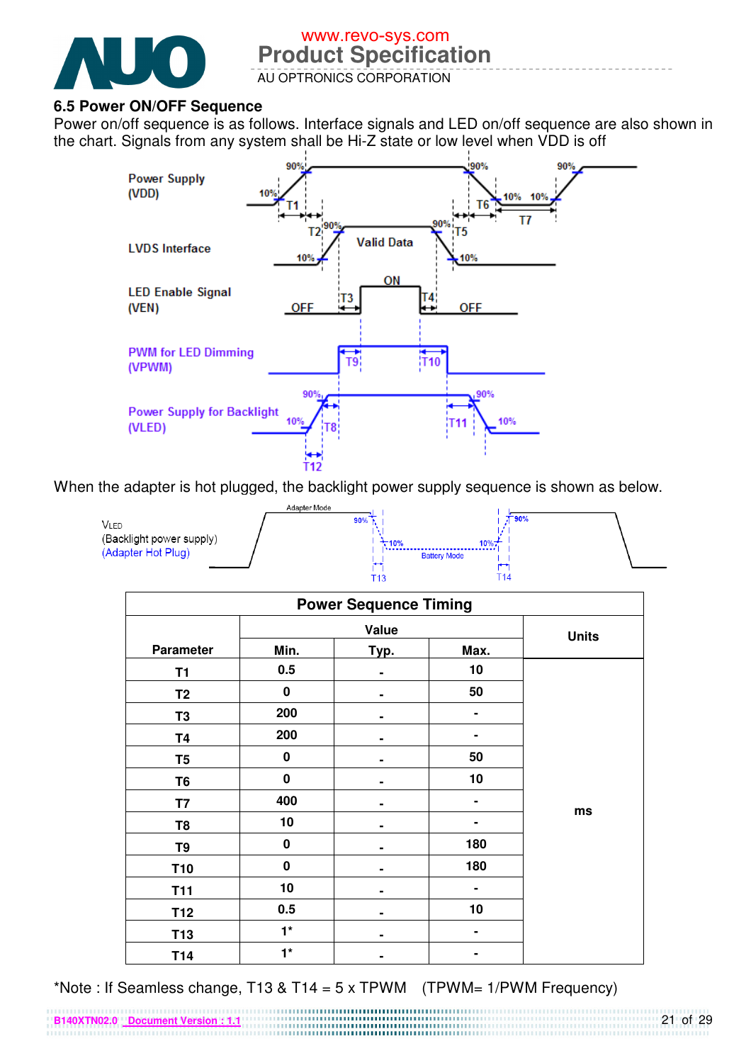## 6.5 Power ON/OFF Sequence

Power on/off sequence is as follows. Interface signals and LED on/off sequence are also shown in the chart. Signals from any system shall be Hi-Z state or low level when VDD is off

When the adapter is hot plugged, the backlight power supply sequence is shown as below.

| Power Sequence Timing | | | | |
|---|---|---|---|---|
| Parameter | Value | | | Units |
| | Min. | Typ. | Max. | |
| T1 | 0.5 | - | 10 | ms |
| T2 | 0 | - | 50 | |
| T3 | 200 | - | - | |
| T4 | 200 | - | - | |
| T5 | 0 | - | 50 | |
| T6 | 0 | - | 10 | |
| T7 | 400 | - | - | |
| T8 | 10 | - | - | |
| T9 | 0 | - | 180 | |
| T10 | 0 | - | 180 | |
| T11 | 10 | - | - | |
| T12 | 0.5 | - | 10 | |
| T13 | 1* | - | - | |
| T14 | 1* | - | - | |

*Note : If Seamless change, T13 & T14 = 5 x TPWM (TPWM= 1/PWM Frequency)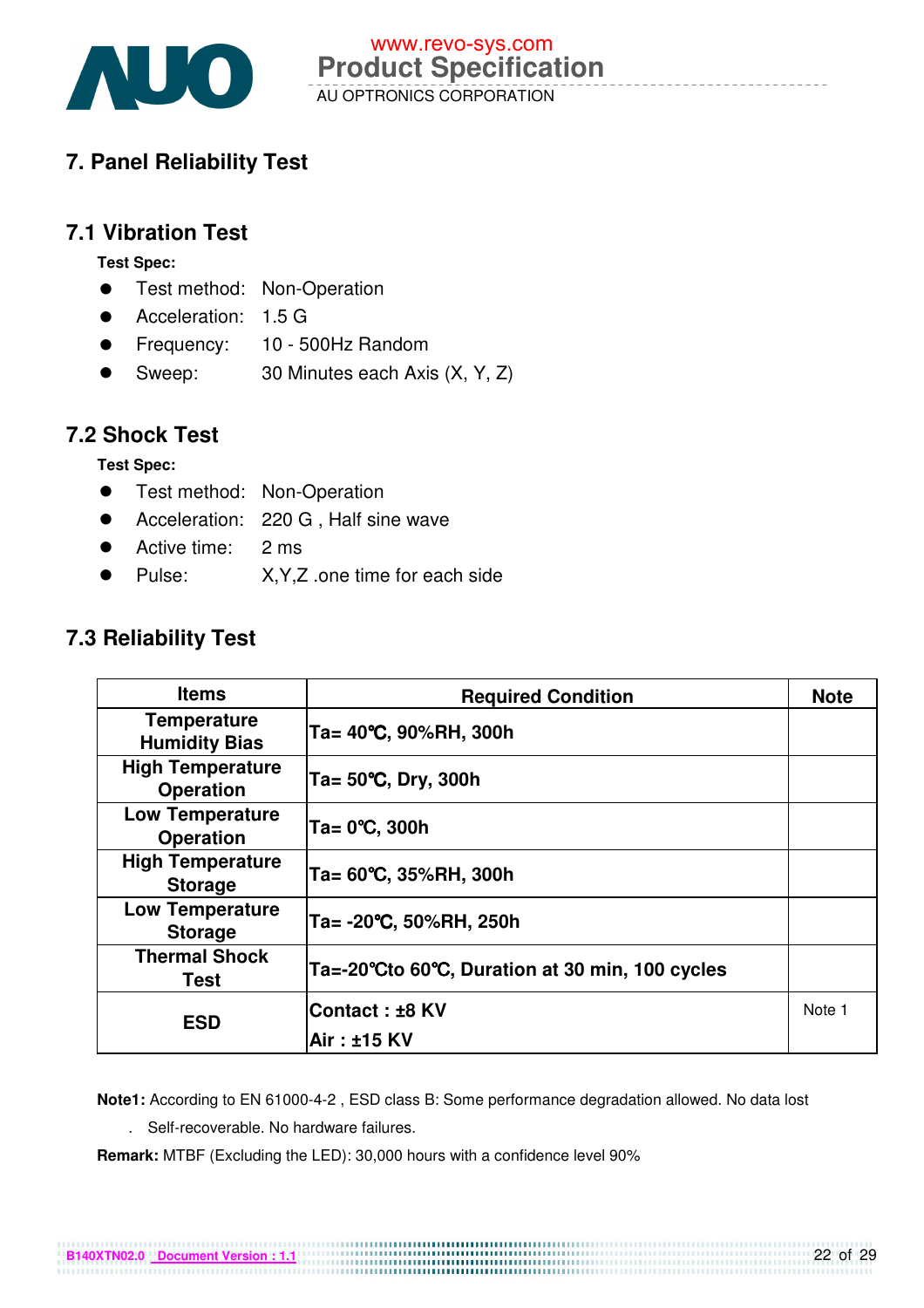# 7. Panel Reliability Test

## 7.1 Vibration Test

**Test Spec:**

- Test method: Non-Operation
- Acceleration: 1.5 G
- Frequency: 10 - 500Hz Random
- Sweep: 30 Minutes each Axis (X, Y, Z)

## 7.2 Shock Test

**Test Spec:**

- Test method: Non-Operation
- Acceleration: 220 G , Half sine wave
- Active time: 2 ms
- Pulse: X,Y,Z .one time for each side

## 7.3 Reliability Test

| Items | Required Condition | Note |
|---|---|---|
| **Temperature Humidity Bias** | **Ta= 40℃, 90%RH, 300h** | |
| **High Temperature Operation** | **Ta= 50℃, Dry, 300h** | |
| **Low Temperature Operation** | **Ta= 0℃, 300h** | |
| **High Temperature Storage** | **Ta= 60℃, 35%RH, 300h** | |
| **Low Temperature Storage** | **Ta= -20℃, 50%RH, 250h** | |
| **Thermal Shock Test** | **Ta=-20℃to 60℃, Duration at 30 min, 100 cycles** | |
| **ESD** | **Contact : ±8 KV**<br>**Air : ±15 KV** | Note 1 |

**Note1:** According to EN 61000-4-2 , ESD class B: Some performance degradation allowed. No data lost . Self-recoverable. No hardware failures.

**Remark:** MTBF (Excluding the LED): 30,000 hours with a confidence level 90%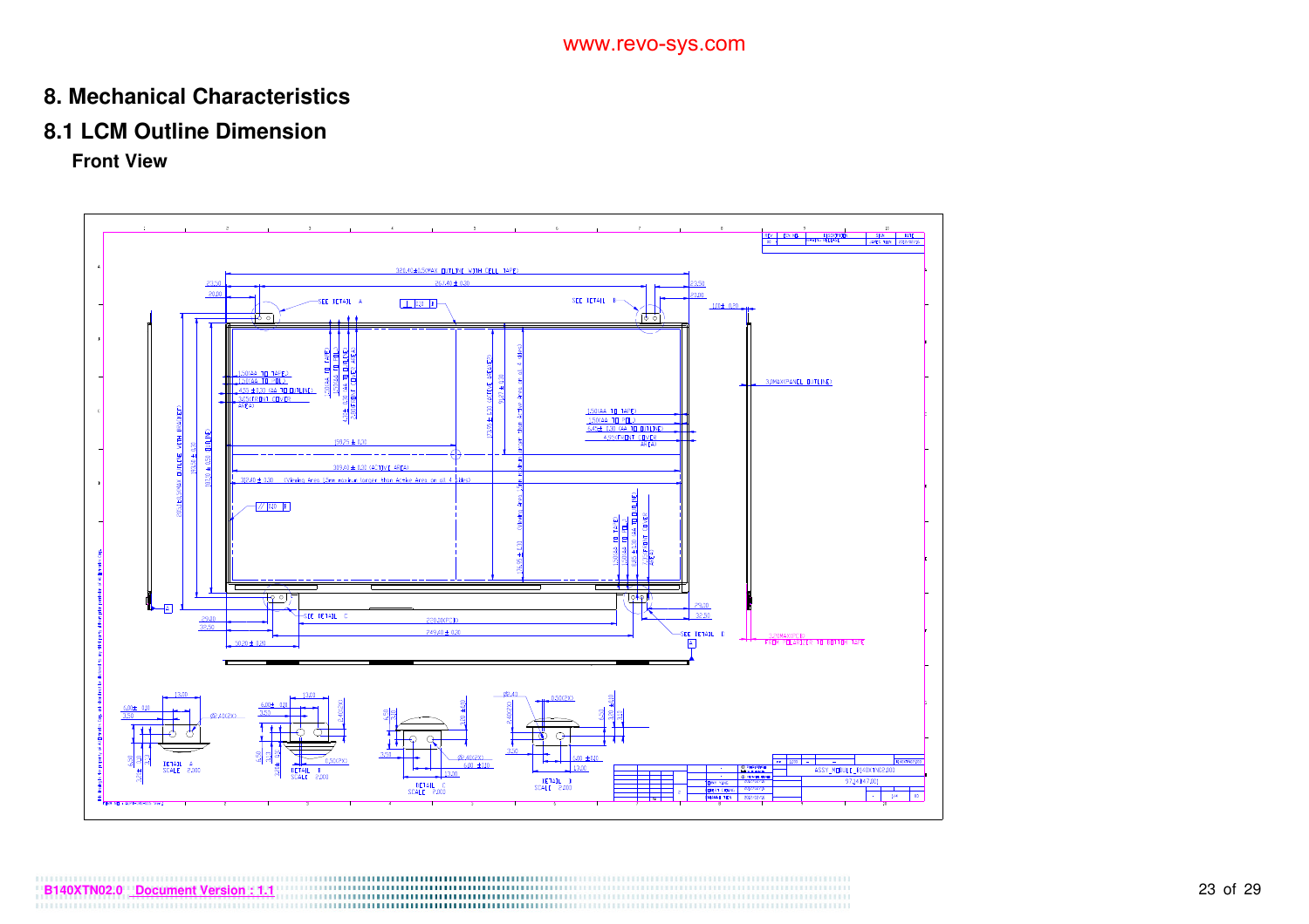# 8. Mechanical Characteristics

## 8.1 LCM Outline Dimension

### Front View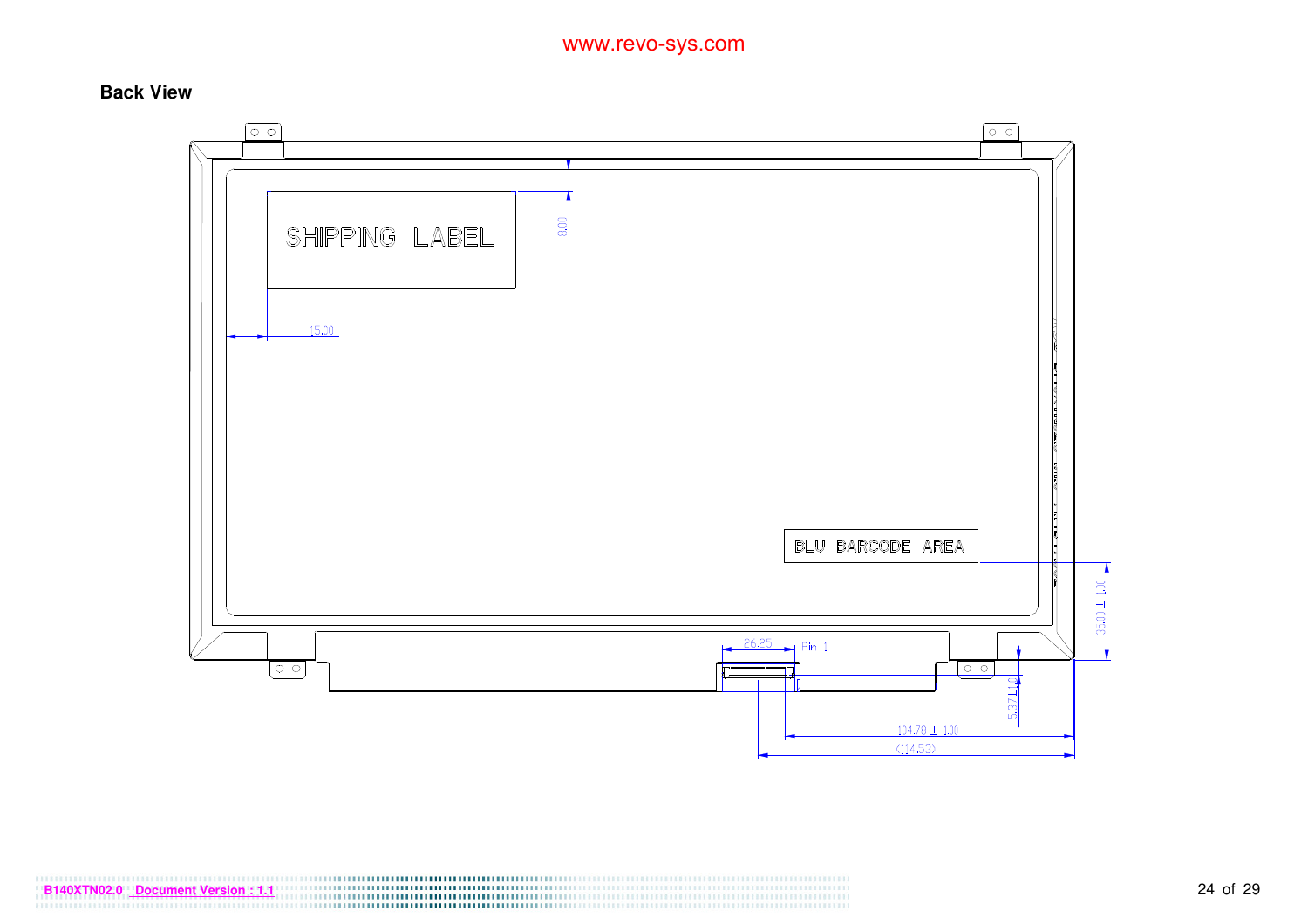## Back View

SHIPPING LABEL

8.00

15.00

BLU BARCODE AREA

26.25

Pin 1

35.00 ± 1.00

5.37±1.0

104.78 ± 1.00

(114.53)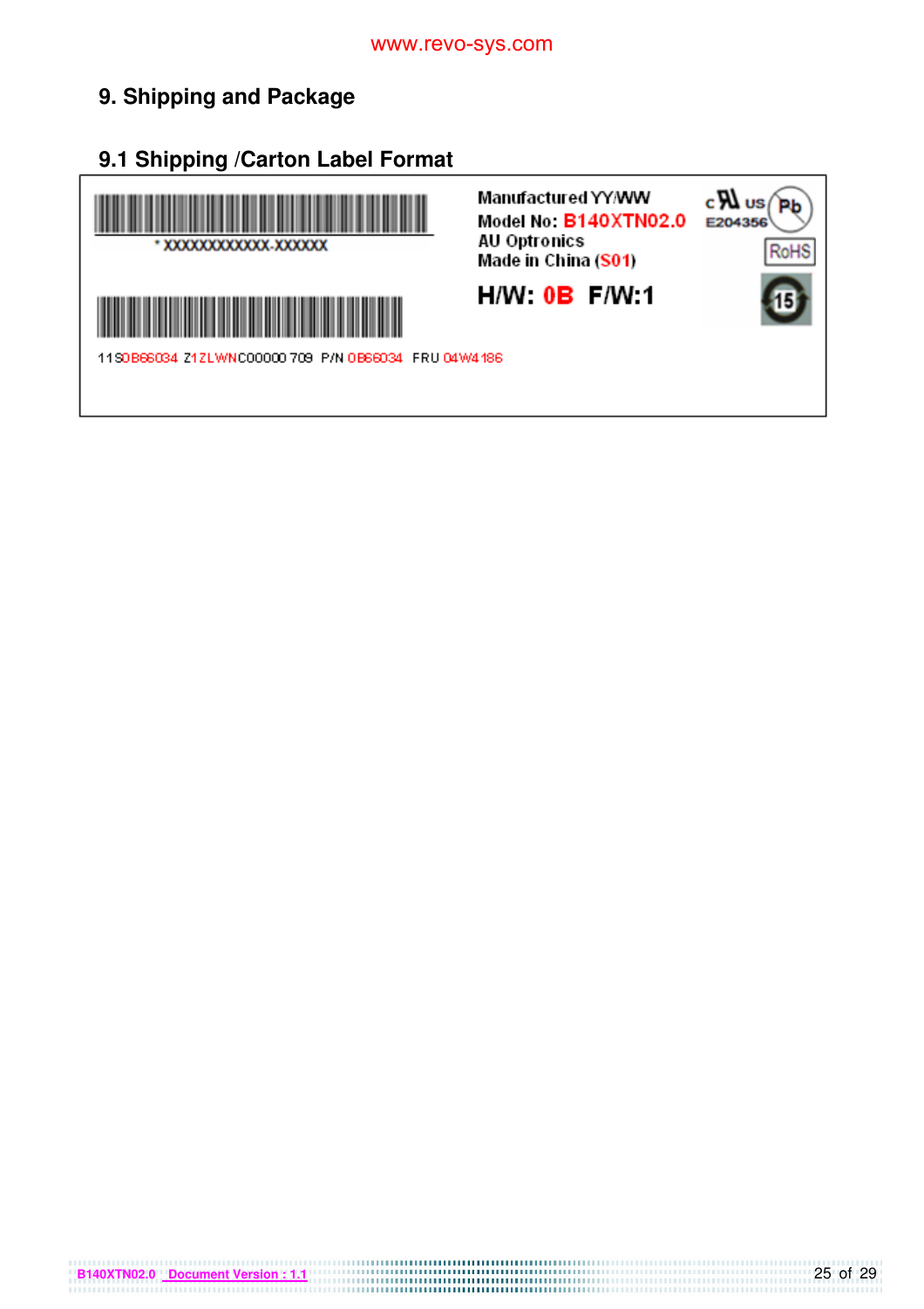www.revo-sys.com

# 9. Shipping and Package

## 9.1 Shipping /Carton Label Format

\* XXXXXXXXXXXX-XXXXXX

Manufactured YY/WW
Model No: B140XTN02.0
AU Optronics
Made in China (S01)

c UL us E204356 Pb RoHS 15

**H/W: 0B F/W:1**

11S0B66034 Z1ZLWNC00000709 P/N 0B66034 FRU 04W4186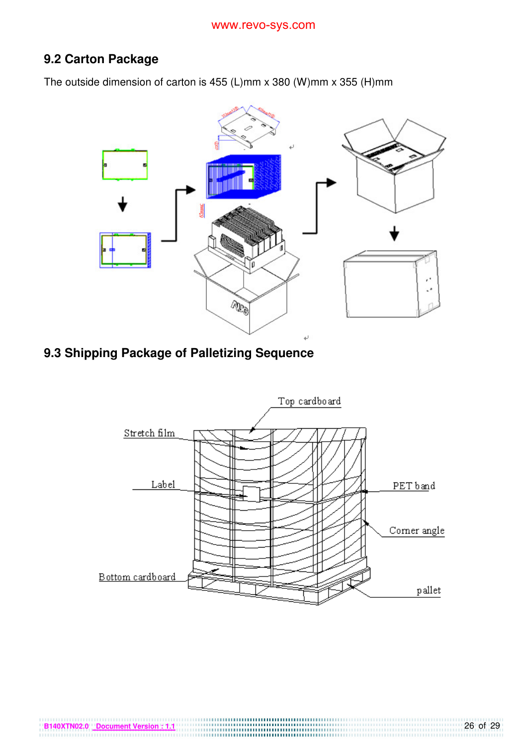## 9.2 Carton Package

The outside dimension of carton is 455 (L)mm x 380 (W)mm x 355 (H)mm

## 9.3 Shipping Package of Palletizing Sequence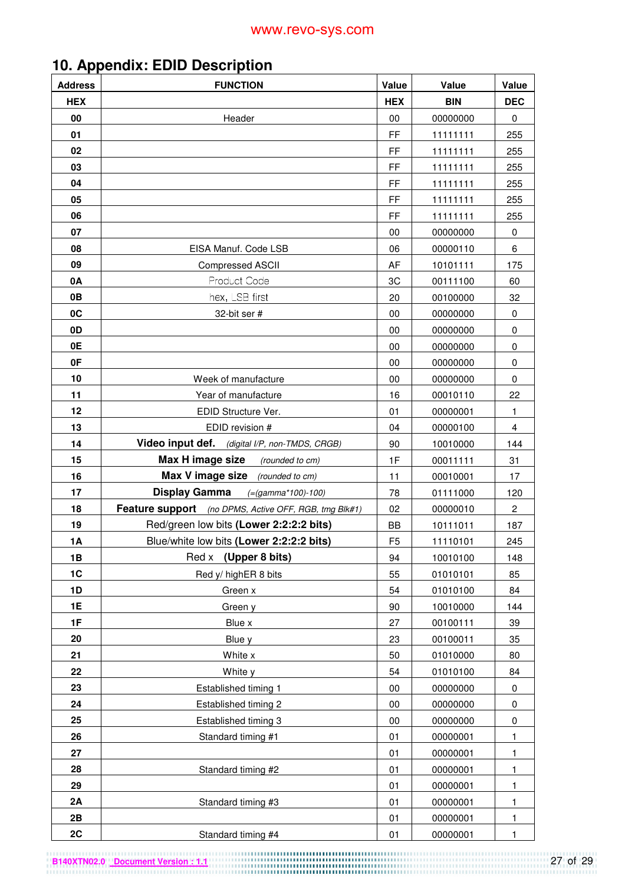www.revo-sys.com

## 10. Appendix: EDID Description

| Address | FUNCTION | Value | Value | Value |
|---|---|---|---|---|
| HEX | | HEX | BIN | DEC |
| 00 | Header | 00 | 00000000 | 0 |
| 01 | | FF | 11111111 | 255 |
| 02 | | FF | 11111111 | 255 |
| 03 | | FF | 11111111 | 255 |
| 04 | | FF | 11111111 | 255 |
| 05 | | FF | 11111111 | 255 |
| 06 | | FF | 11111111 | 255 |
| 07 | | 00 | 00000000 | 0 |
| 08 | EISA Manuf. Code LSB | 06 | 00000110 | 6 |
| 09 | Compressed ASCII | AF | 10101111 | 175 |
| 0A | Product Code | 3C | 00111100 | 60 |
| 0B | hex, LSB first | 20 | 00100000 | 32 |
| 0C | 32-bit ser # | 00 | 00000000 | 0 |
| 0D | | 00 | 00000000 | 0 |
| 0E | | 00 | 00000000 | 0 |
| 0F | | 00 | 00000000 | 0 |
| 10 | Week of manufacture | 00 | 00000000 | 0 |
| 11 | Year of manufacture | 16 | 00010110 | 22 |
| 12 | EDID Structure Ver. | 01 | 00000001 | 1 |
| 13 | EDID revision # | 04 | 00000100 | 4 |
| 14 | **Video input def.** *(digital I/P, non-TMDS, CRGB)* | 90 | 10010000 | 144 |
| 15 | **Max H image size** *(rounded to cm)* | 1F | 00011111 | 31 |
| 16 | **Max V image size** *(rounded to cm)* | 11 | 00010001 | 17 |
| 17 | **Display Gamma** *(=(gamma*100)-100)* | 78 | 01111000 | 120 |
| 18 | **Feature support** *(no DPMS, Active OFF, RGB, tmg Blk#1)* | 02 | 00000010 | 2 |
| 19 | Red/green low bits **(Lower 2:2:2:2 bits)** | BB | 10111011 | 187 |
| 1A | Blue/white low bits **(Lower 2:2:2:2 bits)** | F5 | 11110101 | 245 |
| 1B | Red x **(Upper 8 bits)** | 94 | 10010100 | 148 |
| 1C | Red y/ highER 8 bits | 55 | 01010101 | 85 |
| 1D | Green x | 54 | 01010100 | 84 |
| 1E | Green y | 90 | 10010000 | 144 |
| 1F | Blue x | 27 | 00100111 | 39 |
| 20 | Blue y | 23 | 00100011 | 35 |
| 21 | White x | 50 | 01010000 | 80 |
| 22 | White y | 54 | 01010100 | 84 |
| 23 | Established timing 1 | 00 | 00000000 | 0 |
| 24 | Established timing 2 | 00 | 00000000 | 0 |
| 25 | Established timing 3 | 00 | 00000000 | 0 |
| 26 | Standard timing #1 | 01 | 00000001 | 1 |
| 27 | | 01 | 00000001 | 1 |
| 28 | Standard timing #2 | 01 | 00000001 | 1 |
| 29 | | 01 | 00000001 | 1 |
| 2A | Standard timing #3 | 01 | 00000001 | 1 |
| 2B | | 01 | 00000001 | 1 |
| 2C | Standard timing #4 | 01 | 00000001 | 1 |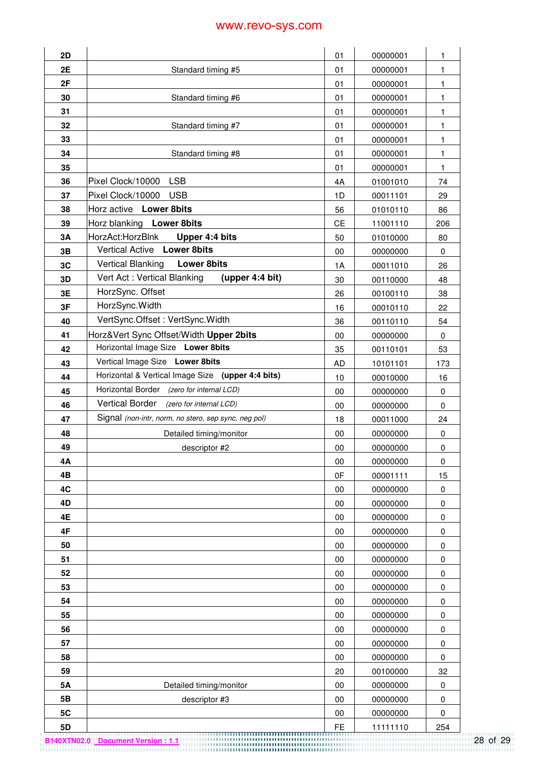| | | | | |
|---|---|---|---|---|
| 2D | | 01 | 00000001 | 1 |
| 2E | Standard timing #5 | 01 | 00000001 | 1 |
| 2F | | 01 | 00000001 | 1 |
| 30 | Standard timing #6 | 01 | 00000001 | 1 |
| 31 | | 01 | 00000001 | 1 |
| 32 | Standard timing #7 | 01 | 00000001 | 1 |
| 33 | | 01 | 00000001 | 1 |
| 34 | Standard timing #8 | 01 | 00000001 | 1 |
| 35 | | 01 | 00000001 | 1 |
| 36 | Pixel Clock/10000 LSB | 4A | 01001010 | 74 |
| 37 | Pixel Clock/10000 USB | 1D | 00011101 | 29 |
| 38 | Horz active **Lower 8bits** | 56 | 01010110 | 86 |
| 39 | Horz blanking **Lower 8bits** | CE | 11001110 | 206 |
| 3A | HorzAct:HorzBlnk **Upper 4:4 bits** | 50 | 01010000 | 80 |
| 3B | Vertical Active **Lower 8bits** | 00 | 00000000 | 0 |
| 3C | Vertical Blanking **Lower 8bits** | 1A | 00011010 | 26 |
| 3D | Vert Act : Vertical Blanking **(upper 4:4 bit)** | 30 | 00110000 | 48 |
| 3E | HorzSync. Offset | 26 | 00100110 | 38 |
| 3F | HorzSync.Width | 16 | 00010110 | 22 |
| 40 | VertSync.Offset : VertSync.Width | 36 | 00110110 | 54 |
| 41 | Horz&Vert Sync Offset/Width **Upper 2bits** | 00 | 00000000 | 0 |
| 42 | Horizontal Image Size **Lower 8bits** | 35 | 00110101 | 53 |
| 43 | Vertical Image Size **Lower 8bits** | AD | 10101101 | 173 |
| 44 | Horizontal & Vertical Image Size **(upper 4:4 bits)** | 10 | 00010000 | 16 |
| 45 | Horizontal Border *(zero for internal LCD)* | 00 | 00000000 | 0 |
| 46 | Vertical Border *(zero for internal LCD)* | 00 | 00000000 | 0 |
| 47 | Signal *(non-intr, norm, no stero, sep sync, neg pol)* | 18 | 00011000 | 24 |
| 48 | Detailed timing/monitor | 00 | 00000000 | 0 |
| 49 | descriptor #2 | 00 | 00000000 | 0 |
| 4A | | 00 | 00000000 | 0 |
| 4B | | 0F | 00001111 | 15 |
| 4C | | 00 | 00000000 | 0 |
| 4D | | 00 | 00000000 | 0 |
| 4E | | 00 | 00000000 | 0 |
| 4F | | 00 | 00000000 | 0 |
| 50 | | 00 | 00000000 | 0 |
| 51 | | 00 | 00000000 | 0 |
| 52 | | 00 | 00000000 | 0 |
| 53 | | 00 | 00000000 | 0 |
| 54 | | 00 | 00000000 | 0 |
| 55 | | 00 | 00000000 | 0 |
| 56 | | 00 | 00000000 | 0 |
| 57 | | 00 | 00000000 | 0 |
| 58 | | 00 | 00000000 | 0 |
| 59 | | 20 | 00100000 | 32 |
| 5A | Detailed timing/monitor | 00 | 00000000 | 0 |
| 5B | descriptor #3 | 00 | 00000000 | 0 |
| 5C | | 00 | 00000000 | 0 |
| 5D | | FE | 11111110 | 254 |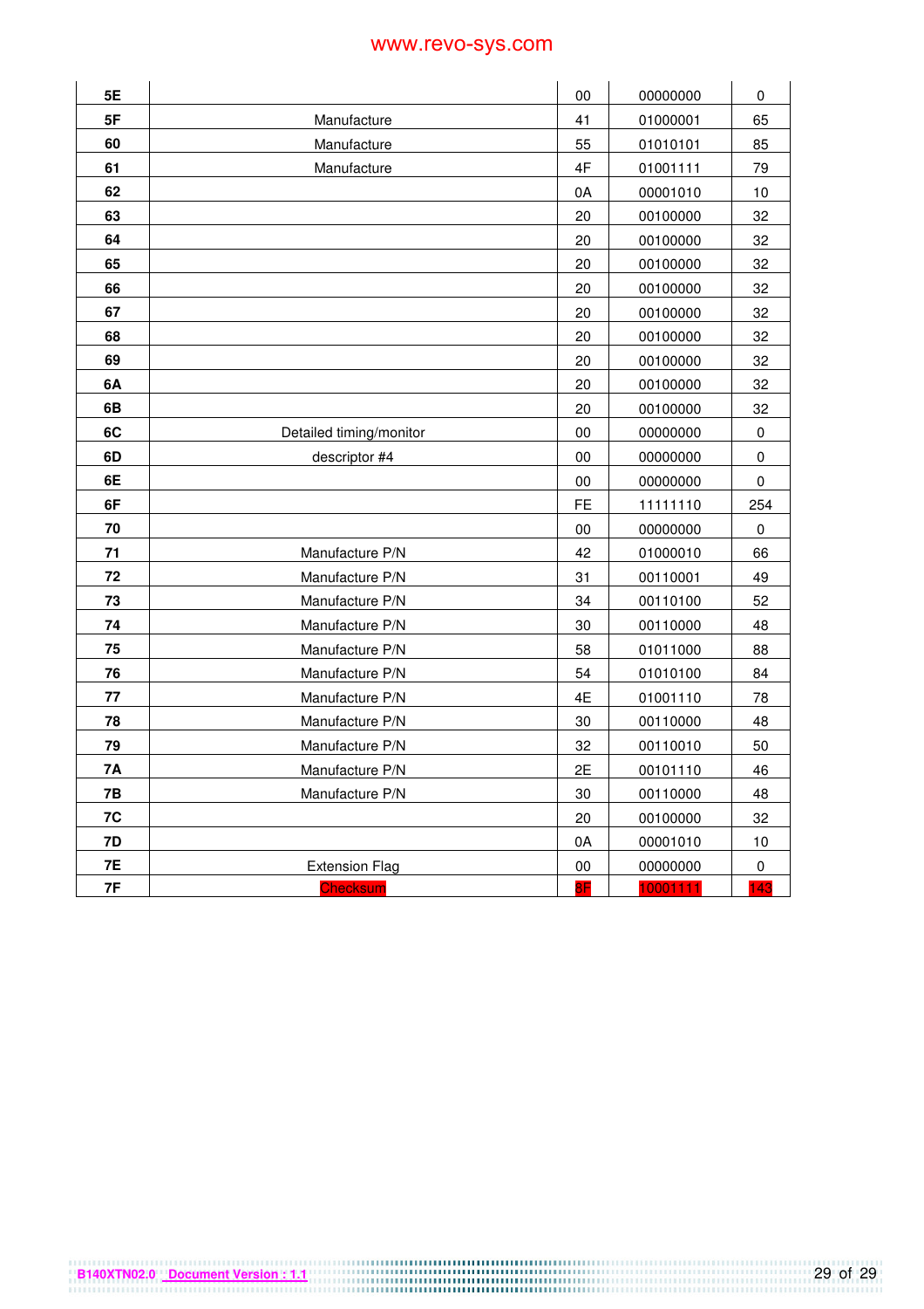| | | | | |
|---|---|---|---|---|
| 5E | | 00 | 00000000 | 0 |
| 5F | Manufacture | 41 | 01000001 | 65 |
| 60 | Manufacture | 55 | 01010101 | 85 |
| 61 | Manufacture | 4F | 01001111 | 79 |
| 62 | | 0A | 00001010 | 10 |
| 63 | | 20 | 00100000 | 32 |
| 64 | | 20 | 00100000 | 32 |
| 65 | | 20 | 00100000 | 32 |
| 66 | | 20 | 00100000 | 32 |
| 67 | | 20 | 00100000 | 32 |
| 68 | | 20 | 00100000 | 32 |
| 69 | | 20 | 00100000 | 32 |
| 6A | | 20 | 00100000 | 32 |
| 6B | | 20 | 00100000 | 32 |
| 6C | Detailed timing/monitor | 00 | 00000000 | 0 |
| 6D | descriptor #4 | 00 | 00000000 | 0 |
| 6E | | 00 | 00000000 | 0 |
| 6F | | FE | 11111110 | 254 |
| 70 | | 00 | 00000000 | 0 |
| 71 | Manufacture P/N | 42 | 01000010 | 66 |
| 72 | Manufacture P/N | 31 | 00110001 | 49 |
| 73 | Manufacture P/N | 34 | 00110100 | 52 |
| 74 | Manufacture P/N | 30 | 00110000 | 48 |
| 75 | Manufacture P/N | 58 | 01011000 | 88 |
| 76 | Manufacture P/N | 54 | 01010100 | 84 |
| 77 | Manufacture P/N | 4E | 01001110 | 78 |
| 78 | Manufacture P/N | 30 | 00110000 | 48 |
| 79 | Manufacture P/N | 32 | 00110010 | 50 |
| 7A | Manufacture P/N | 2E | 00101110 | 46 |
| 7B | Manufacture P/N | 30 | 00110000 | 48 |
| 7C | | 20 | 00100000 | 32 |
| 7D | | 0A | 00001010 | 10 |
| 7E | Extension Flag | 00 | 00000000 | 0 |
| 7F | Checksum | 8F | 10001111 | 143 |